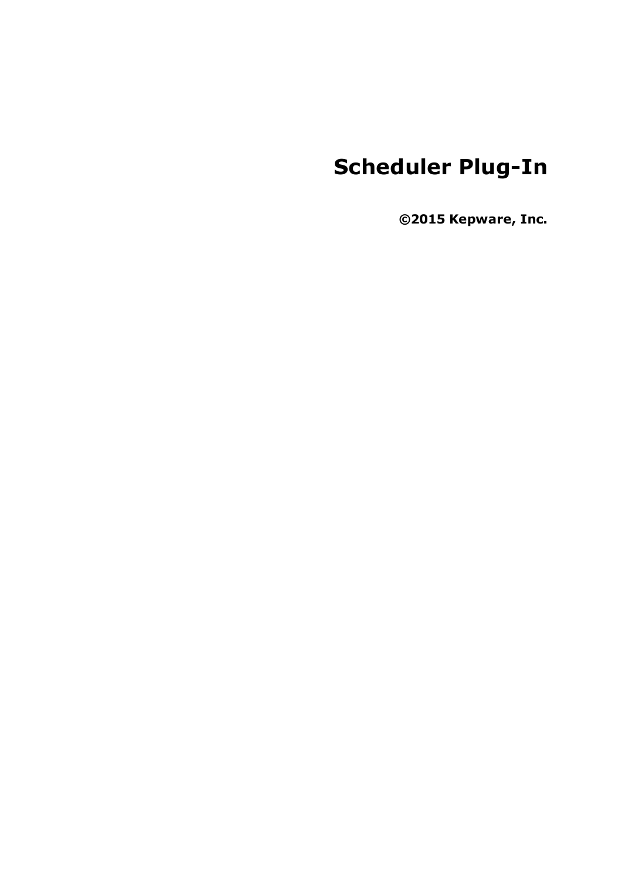# Scheduler Plug-In

**©2015 Kepware, Inc.**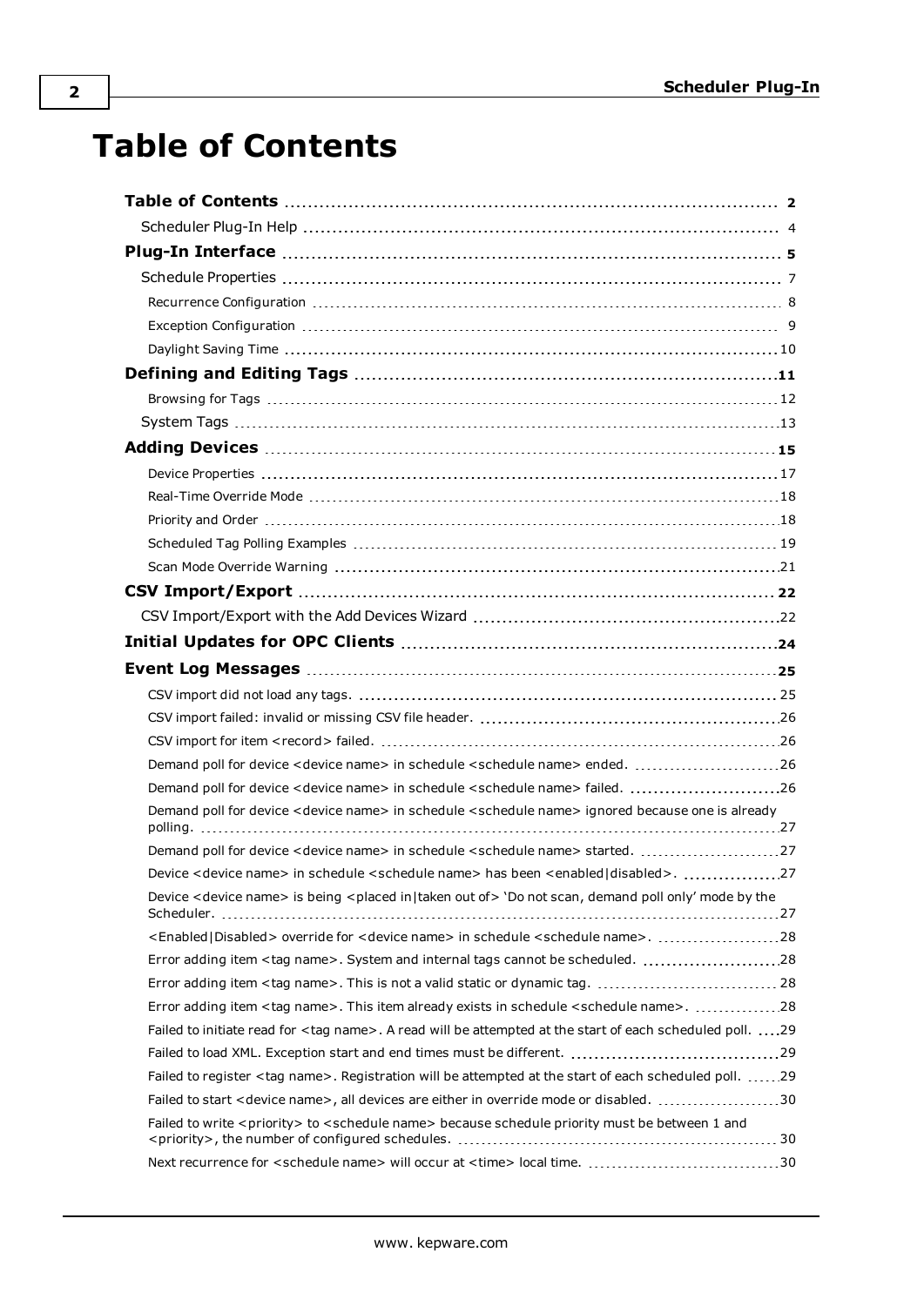# Table of Contents

**Table of Contents** .......... **2**

Scheduler Plug-In Help .......... 4

**Plug-In Interface** .......... **5**

Schedule Properties .......... 7

Recurrence Configuration .......... 8

Exception Configuration .......... 9

Daylight Saving Time .......... 10

**Defining and Editing Tags** .......... **11**

Browsing for Tags .......... 12

System Tags .......... 13

**Adding Devices** .......... **15**

Device Properties .......... 17

Real-Time Override Mode .......... 18

Priority and Order .......... 18

Scheduled Tag Polling Examples .......... 19

Scan Mode Override Warning .......... 21

**CSV Import/Export** .......... **22**

CSV Import/Export with the Add Devices Wizard .......... 22

**Initial Updates for OPC Clients** .......... **24**

**Event Log Messages** .......... **25**

CSV import did not load any tags. .......... 25

CSV import failed: invalid or missing CSV file header. .......... 26

CSV import for item <record> failed. .......... 26

Demand poll for device <device name> in schedule <schedule name> ended. .......... 26

Demand poll for device <device name> in schedule <schedule name> failed. .......... 26

Demand poll for device <device name> in schedule <schedule name> ignored because one is already polling. .......... 27

Demand poll for device <device name> in schedule <schedule name> started. .......... 27

Device <device name> in schedule <schedule name> has been <enabled|disabled>. .......... 27

Device <device name> is being <placed in|taken out of> 'Do not scan, demand poll only' mode by the Scheduler. .......... 27

<Enabled|Disabled> override for <device name> in schedule <schedule name>. .......... 28

Error adding item <tag name>. System and internal tags cannot be scheduled. .......... 28

Error adding item <tag name>. This is not a valid static or dynamic tag. .......... 28

Error adding item <tag name>. This item already exists in schedule <schedule name>. .......... 28

Failed to initiate read for <tag name>. A read will be attempted at the start of each scheduled poll. .......... 29

Failed to load XML. Exception start and end times must be different. .......... 29

Failed to register <tag name>. Registration will be attempted at the start of each scheduled poll. .......... 29

Failed to start <device name>, all devices are either in override mode or disabled. .......... 30

Failed to write <priority> to <schedule name> because schedule priority must be between 1 and <priority>, the number of configured schedules. .......... 30

Next recurrence for <schedule name> will occur at <time> local time. .......... 30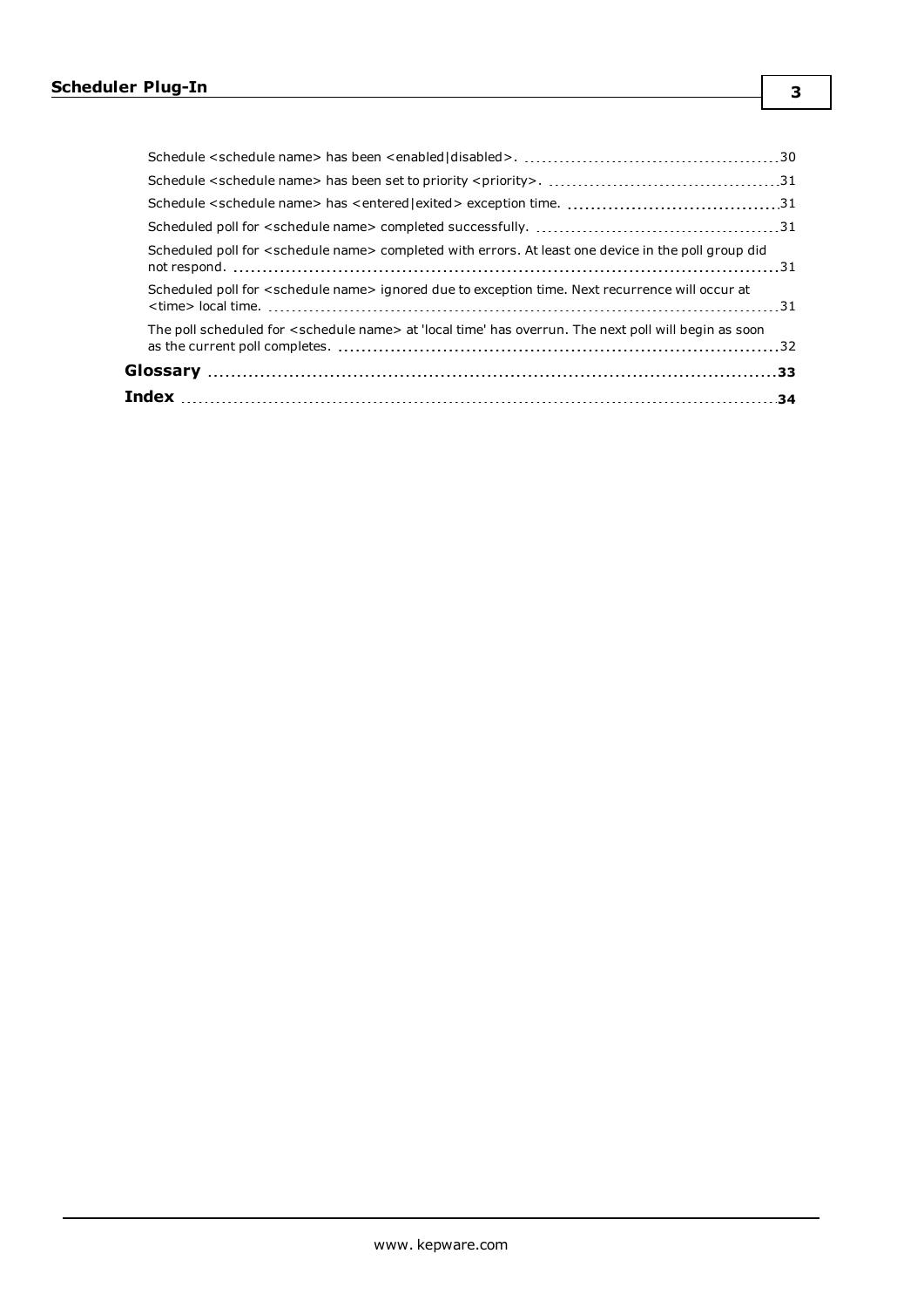Schedule <schedule name> has been <enabled|disabled>. 30

Schedule <schedule name> has been set to priority <priority>. 31

Schedule <schedule name> has <entered|exited> exception time. 31

Scheduled poll for <schedule name> completed successfully. 31

Scheduled poll for <schedule name> completed with errors. At least one device in the poll group did not respond. 31

Scheduled poll for <schedule name> ignored due to exception time. Next recurrence will occur at <time> local time. 31

The poll scheduled for <schedule name> at 'local time' has overrun. The next poll will begin as soon as the current poll completes. 32

**Glossary** 33

**Index** 34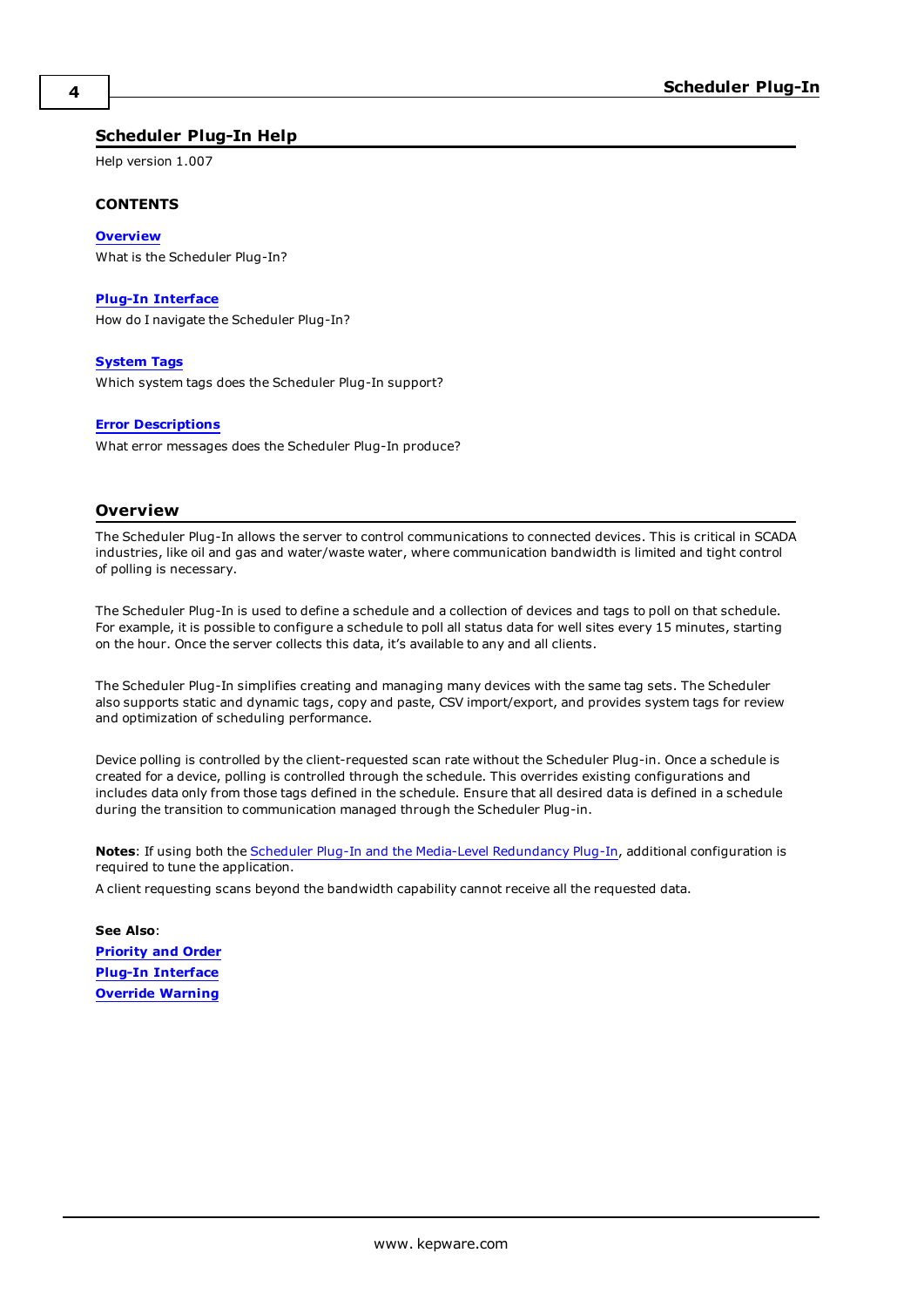# Scheduler Plug-In Help

Help version 1.007

**CONTENTS**

**Overview**
What is the Scheduler Plug-In?

**Plug-In Interface**
How do I navigate the Scheduler Plug-In?

**System Tags**
Which system tags does the Scheduler Plug-In support?

**Error Descriptions**
What error messages does the Scheduler Plug-In produce?

## Overview

The Scheduler Plug-In allows the server to control communications to connected devices. This is critical in SCADA industries, like oil and gas and water/waste water, where communication bandwidth is limited and tight control of polling is necessary.

The Scheduler Plug-In is used to define a schedule and a collection of devices and tags to poll on that schedule. For example, it is possible to configure a schedule to poll all status data for well sites every 15 minutes, starting on the hour. Once the server collects this data, it's available to any and all clients.

The Scheduler Plug-In simplifies creating and managing many devices with the same tag sets. The Scheduler also supports static and dynamic tags, copy and paste, CSV import/export, and provides system tags for review and optimization of scheduling performance.

Device polling is controlled by the client-requested scan rate without the Scheduler Plug-in. Once a schedule is created for a device, polling is controlled through the schedule. This overrides existing configurations and includes data only from those tags defined in the schedule. Ensure that all desired data is defined in a schedule during the transition to communication managed through the Scheduler Plug-in.

**Notes**: If using both the Scheduler Plug-In and the Media-Level Redundancy Plug-In, additional configuration is required to tune the application.

A client requesting scans beyond the bandwidth capability cannot receive all the requested data.

**See Also**:
**Priority and Order**
**Plug-In Interface**
**Override Warning**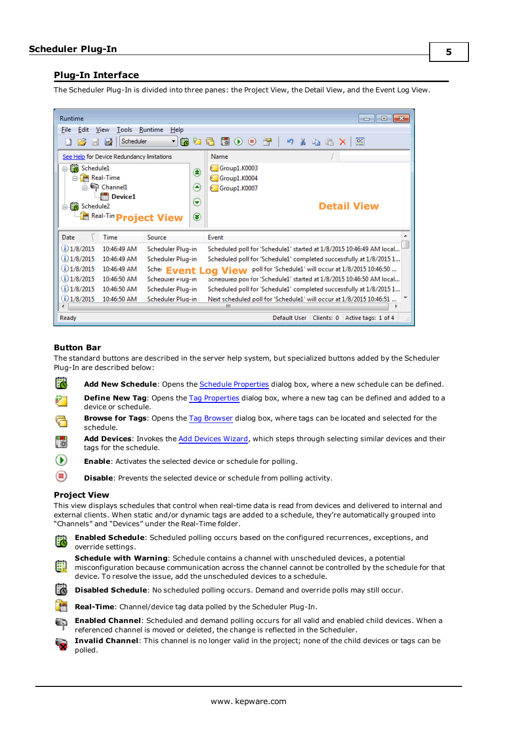## Plug-In Interface

The Scheduler Plug-In is divided into three panes: the Project View, the Detail View, and the Event Log View.

### Button Bar

The standard buttons are described in the server help system, but specialized buttons added by the Scheduler Plug-In are described below:

- **Add New Schedule**: Opens the Schedule Properties dialog box, where a new schedule can be defined.
- **Define New Tag**: Opens the Tag Properties dialog box, where a new tag can be defined and added to a device or schedule.
- **Browse for Tags**: Opens the Tag Browser dialog box, where tags can be located and selected for the schedule.
- **Add Devices**: Invokes the Add Devices Wizard, which steps through selecting similar devices and their tags for the schedule.
- **Enable**: Activates the selected device or schedule for polling.
- **Disable**: Prevents the selected device or schedule from polling activity.

### Project View

This view displays schedules that control when real-time data is read from devices and delivered to internal and external clients. When static and/or dynamic tags are added to a schedule, they're automatically grouped into "Channels" and "Devices" under the Real-Time folder.

- **Enabled Schedule**: Scheduled polling occurs based on the configured recurrences, exceptions, and override settings.
- **Schedule with Warning**: Schedule contains a channel with unscheduled devices, a potential misconfiguration because communication across the channel cannot be controlled by the schedule for that device. To resolve the issue, add the unscheduled devices to a schedule.
- **Disabled Schedule**: No scheduled polling occurs. Demand and override polls may still occur.
- **Real-Time**: Channel/device tag data polled by the Scheduler Plug-In.
- **Enabled Channel**: Scheduled and demand polling occurs for all valid and enabled child devices. When a referenced channel is moved or deleted, the change is reflected in the Scheduler.
- **Invalid Channel**: This channel is no longer valid in the project; none of the child devices or tags can be polled.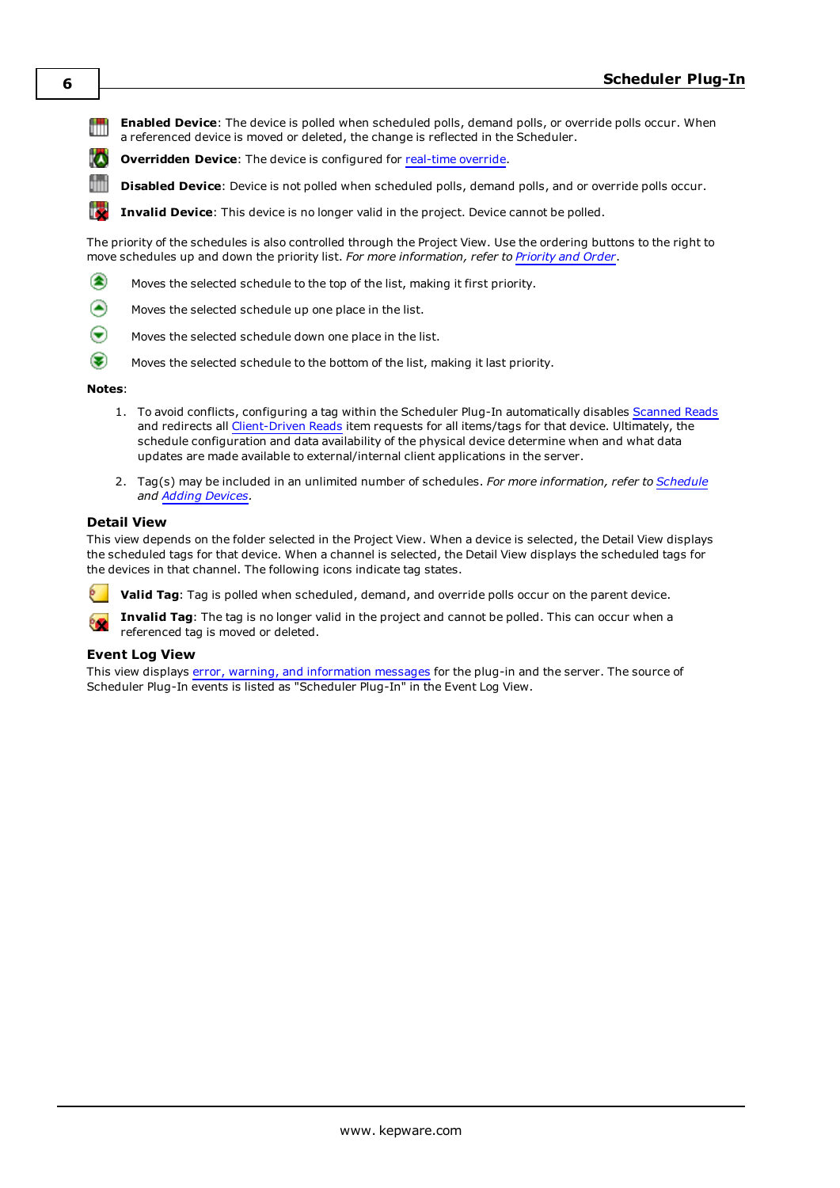**Enabled Device**: The device is polled when scheduled polls, demand polls, or override polls occur. When a referenced device is moved or deleted, the change is reflected in the Scheduler.

**Overridden Device**: The device is configured for real-time override.

**Disabled Device**: Device is not polled when scheduled polls, demand polls, and or override polls occur.

**Invalid Device**: This device is no longer valid in the project. Device cannot be polled.

The priority of the schedules is also controlled through the Project View. Use the ordering buttons to the right to move schedules up and down the priority list. *For more information, refer to Priority and Order*.

Moves the selected schedule to the top of the list, making it first priority.

Moves the selected schedule up one place in the list.

Moves the selected schedule down one place in the list.

Moves the selected schedule to the bottom of the list, making it last priority.

**Notes**:

1. To avoid conflicts, configuring a tag within the Scheduler Plug-In automatically disables Scanned Reads and redirects all Client-Driven Reads item requests for all items/tags for that device. Ultimately, the schedule configuration and data availability of the physical device determine when and what data updates are made available to external/internal client applications in the server.

2. Tag(s) may be included in an unlimited number of schedules. *For more information, refer to Schedule and Adding Devices*.

### Detail View

This view depends on the folder selected in the Project View. When a device is selected, the Detail View displays the scheduled tags for that device. When a channel is selected, the Detail View displays the scheduled tags for the devices in that channel. The following icons indicate tag states.

**Valid Tag**: Tag is polled when scheduled, demand, and override polls occur on the parent device.

**Invalid Tag**: The tag is no longer valid in the project and cannot be polled. This can occur when a referenced tag is moved or deleted.

### Event Log View

This view displays error, warning, and information messages for the plug-in and the server. The source of Scheduler Plug-In events is listed as "Scheduler Plug-In" in the Event Log View.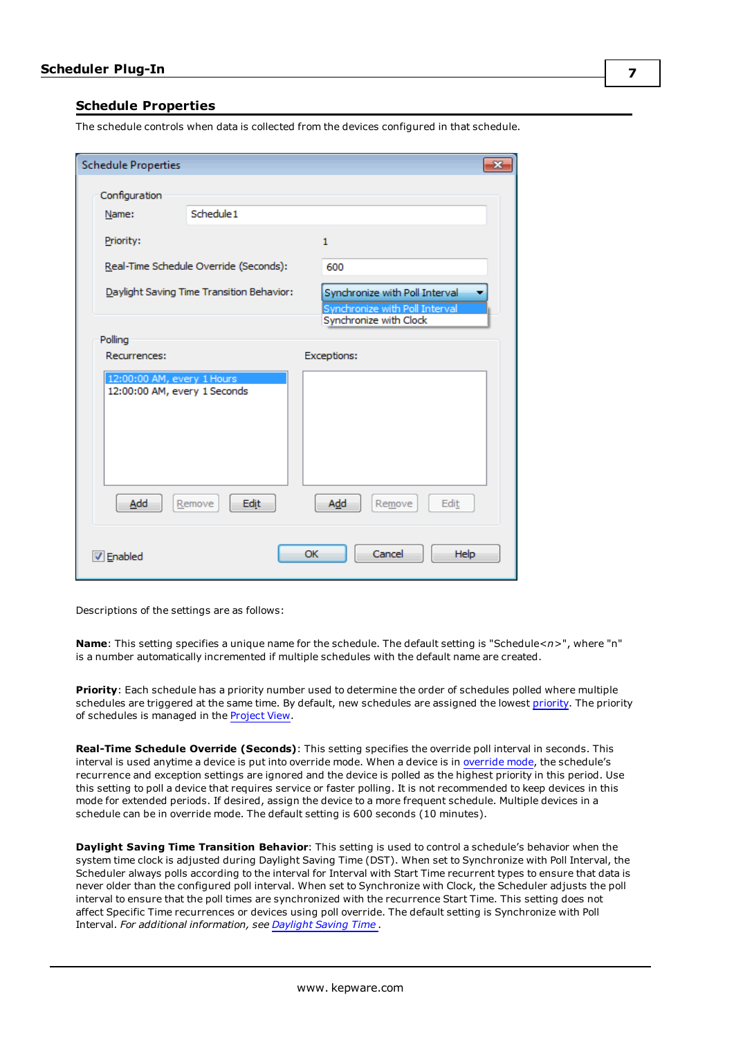## Schedule Properties

The schedule controls when data is collected from the devices configured in that schedule.

Descriptions of the settings are as follows:

**Name**: This setting specifies a unique name for the schedule. The default setting is "Schedule<*n*>", where "n" is a number automatically incremented if multiple schedules with the default name are created.

**Priority**: Each schedule has a priority number used to determine the order of schedules polled where multiple schedules are triggered at the same time. By default, new schedules are assigned the lowest priority. The priority of schedules is managed in the Project View.

**Real-Time Schedule Override (Seconds)**: This setting specifies the override poll interval in seconds. This interval is used anytime a device is put into override mode. When a device is in override mode, the schedule's recurrence and exception settings are ignored and the device is polled as the highest priority in this period. Use this setting to poll a device that requires service or faster polling. It is not recommended to keep devices in this mode for extended periods. If desired, assign the device to a more frequent schedule. Multiple devices in a schedule can be in override mode. The default setting is 600 seconds (10 minutes).

**Daylight Saving Time Transition Behavior**: This setting is used to control a schedule's behavior when the system time clock is adjusted during Daylight Saving Time (DST). When set to Synchronize with Poll Interval, the Scheduler always polls according to the interval for Interval with Start Time recurrent types to ensure that data is never older than the configured poll interval. When set to Synchronize with Clock, the Scheduler adjusts the poll interval to ensure that the poll times are synchronized with the recurrence Start Time. This setting does not affect Specific Time recurrences or devices using poll override. The default setting is Synchronize with Poll Interval. *For additional information, see Daylight Saving Time*.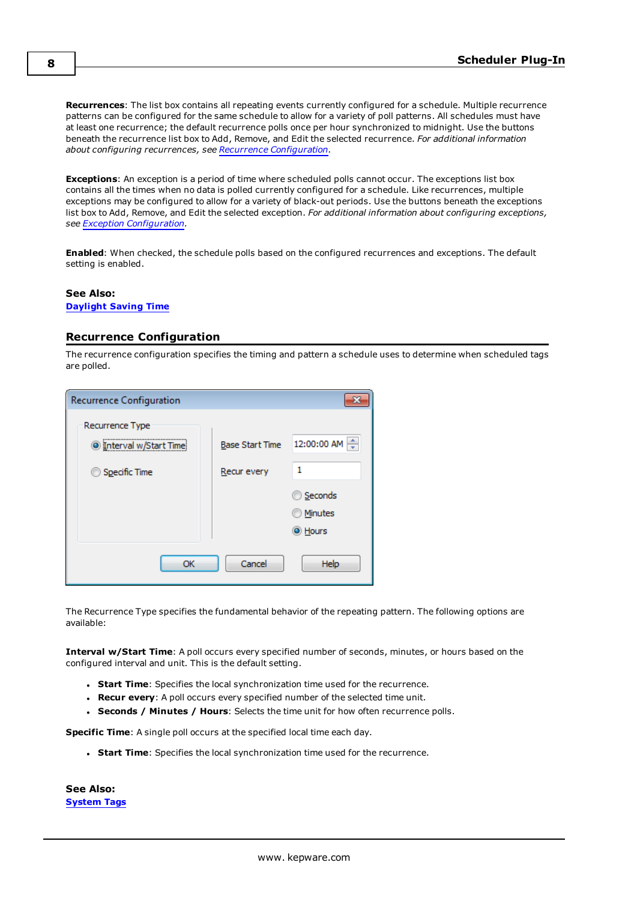**Recurrences**: The list box contains all repeating events currently configured for a schedule. Multiple recurrence patterns can be configured for the same schedule to allow for a variety of poll patterns. All schedules must have at least one recurrence; the default recurrence polls once per hour synchronized to midnight. Use the buttons beneath the recurrence list box to Add, Remove, and Edit the selected recurrence. *For additional information about configuring recurrences, see Recurrence Configuration.*

**Exceptions**: An exception is a period of time where scheduled polls cannot occur. The exceptions list box contains all the times when no data is polled currently configured for a schedule. Like recurrences, multiple exceptions may be configured to allow for a variety of black-out periods. Use the buttons beneath the exceptions list box to Add, Remove, and Edit the selected exception. *For additional information about configuring exceptions, see Exception Configuration.*

**Enabled**: When checked, the schedule polls based on the configured recurrences and exceptions. The default setting is enabled.

**See Also:**
**Daylight Saving Time**

## Recurrence Configuration

The recurrence configuration specifies the timing and pattern a schedule uses to determine when scheduled tags are polled.

The Recurrence Type specifies the fundamental behavior of the repeating pattern. The following options are available:

**Interval w/Start Time**: A poll occurs every specified number of seconds, minutes, or hours based on the configured interval and unit. This is the default setting.

- **Start Time**: Specifies the local synchronization time used for the recurrence.
- **Recur every**: A poll occurs every specified number of the selected time unit.
- **Seconds / Minutes / Hours**: Selects the time unit for how often recurrence polls.

**Specific Time**: A single poll occurs at the specified local time each day.

- **Start Time**: Specifies the local synchronization time used for the recurrence.

**See Also:**
**System Tags**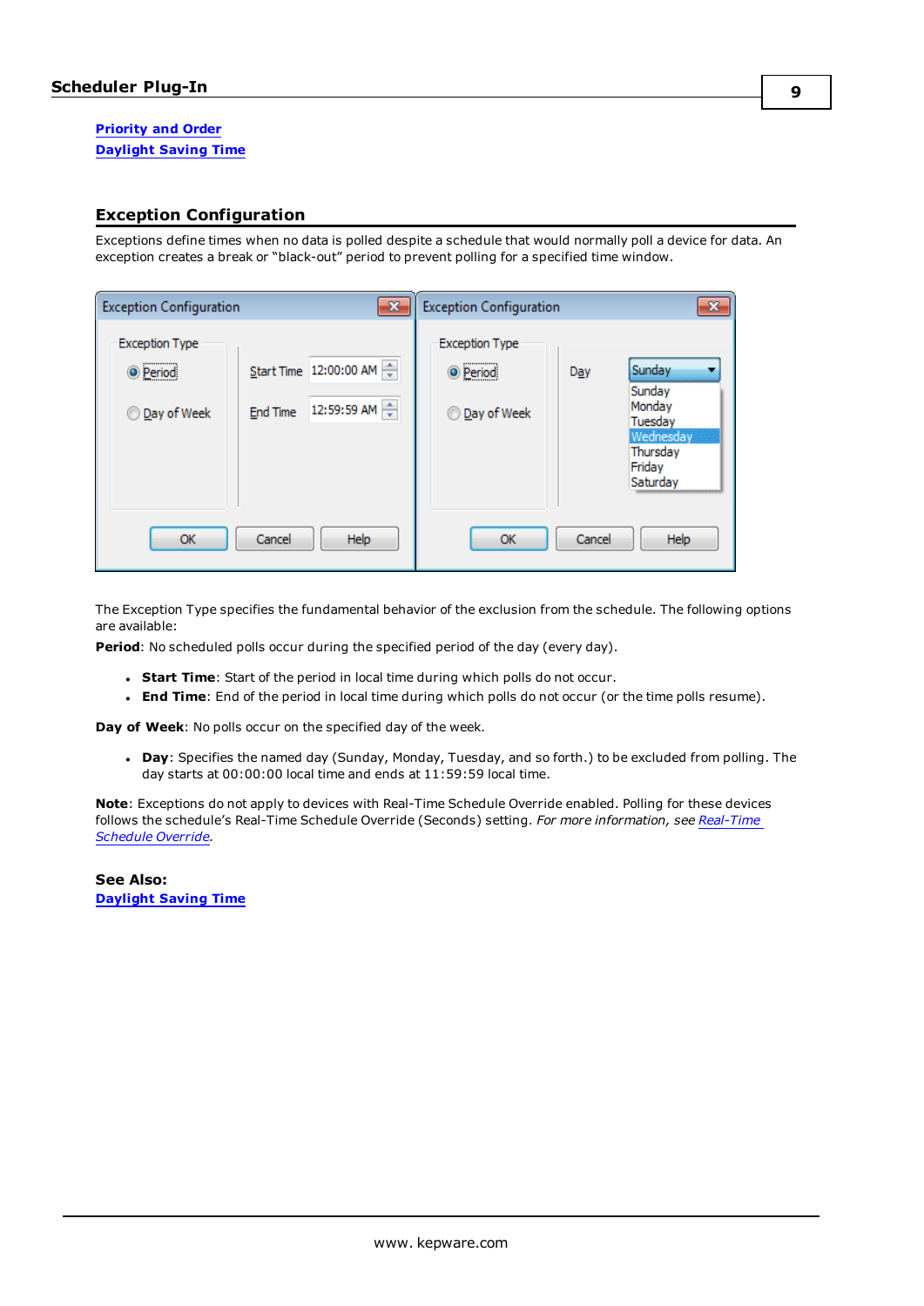[Priority and Order](#)
[Daylight Saving Time](#)

## Exception Configuration

Exceptions define times when no data is polled despite a schedule that would normally poll a device for data. An exception creates a break or “black-out” period to prevent polling for a specified time window.

The Exception Type specifies the fundamental behavior of the exclusion from the schedule. The following options are available:

**Period**: No scheduled polls occur during the specified period of the day (every day).

- **Start Time**: Start of the period in local time during which polls do not occur.
- **End Time**: End of the period in local time during which polls do not occur (or the time polls resume).

**Day of Week**: No polls occur on the specified day of the week.

- **Day**: Specifies the named day (Sunday, Monday, Tuesday, and so forth.) to be excluded from polling. The day starts at 00:00:00 local time and ends at 11:59:59 local time.

**Note**: Exceptions do not apply to devices with Real-Time Schedule Override enabled. Polling for these devices follows the schedule’s Real-Time Schedule Override (Seconds) setting. *For more information, see [Real-Time Schedule Override](#).*

**See Also:**
[Daylight Saving Time](#)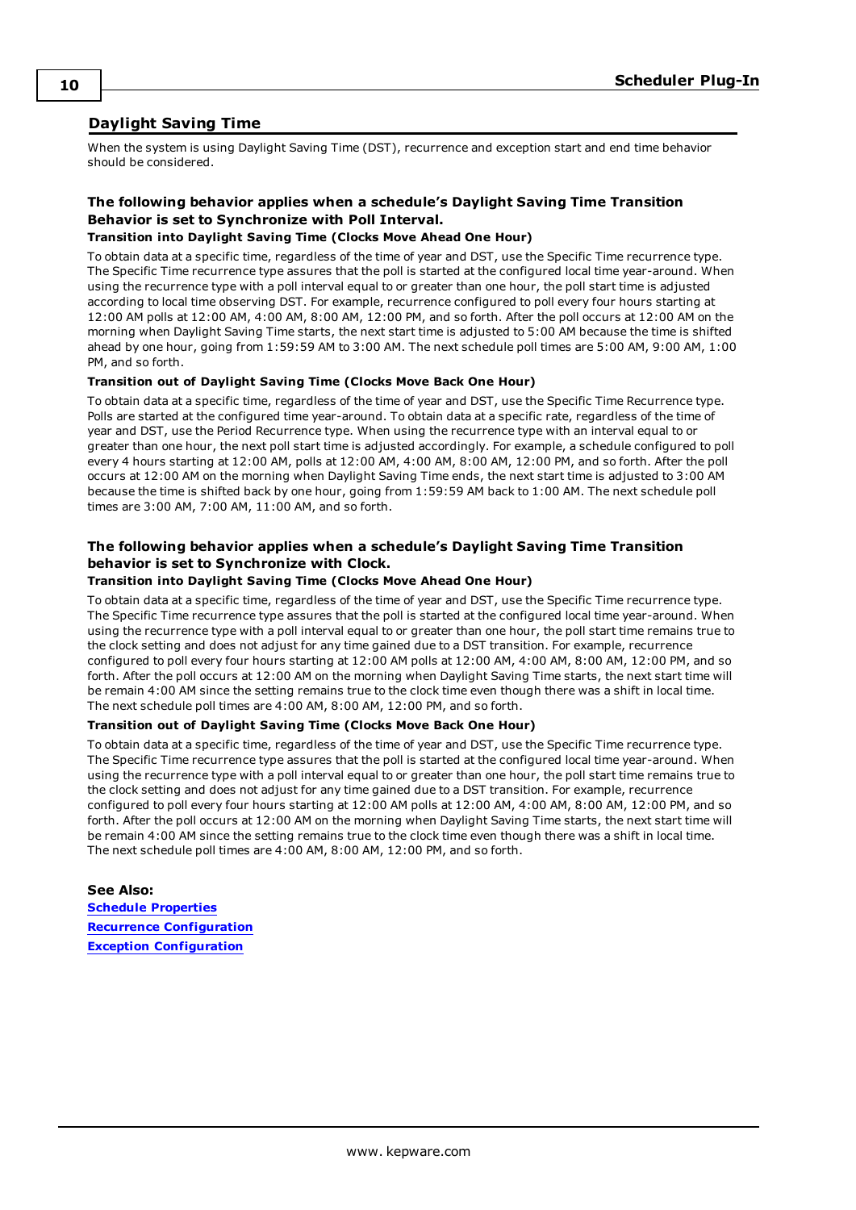## Daylight Saving Time

When the system is using Daylight Saving Time (DST), recurrence and exception start and end time behavior should be considered.

### The following behavior applies when a schedule's Daylight Saving Time Transition Behavior is set to Synchronize with Poll Interval.

#### Transition into Daylight Saving Time (Clocks Move Ahead One Hour)

To obtain data at a specific time, regardless of the time of year and DST, use the Specific Time recurrence type. The Specific Time recurrence type assures that the poll is started at the configured local time year-around. When using the recurrence type with a poll interval equal to or greater than one hour, the poll start time is adjusted according to local time observing DST. For example, recurrence configured to poll every four hours starting at 12:00 AM polls at 12:00 AM, 4:00 AM, 8:00 AM, 12:00 PM, and so forth. After the poll occurs at 12:00 AM on the morning when Daylight Saving Time starts, the next start time is adjusted to 5:00 AM because the time is shifted ahead by one hour, going from 1:59:59 AM to 3:00 AM. The next schedule poll times are 5:00 AM, 9:00 AM, 1:00 PM, and so forth.

#### Transition out of Daylight Saving Time (Clocks Move Back One Hour)

To obtain data at a specific time, regardless of the time of year and DST, use the Specific Time Recurrence type. Polls are started at the configured time year-around. To obtain data at a specific rate, regardless of the time of year and DST, use the Period Recurrence type. When using the recurrence type with an interval equal to or greater than one hour, the next poll start time is adjusted accordingly. For example, a schedule configured to poll every 4 hours starting at 12:00 AM, polls at 12:00 AM, 4:00 AM, 8:00 AM, 12:00 PM, and so forth. After the poll occurs at 12:00 AM on the morning when Daylight Saving Time ends, the next start time is adjusted to 3:00 AM because the time is shifted back by one hour, going from 1:59:59 AM back to 1:00 AM. The next schedule poll times are 3:00 AM, 7:00 AM, 11:00 AM, and so forth.

### The following behavior applies when a schedule's Daylight Saving Time Transition behavior is set to Synchronize with Clock.

#### Transition into Daylight Saving Time (Clocks Move Ahead One Hour)

To obtain data at a specific time, regardless of the time of year and DST, use the Specific Time recurrence type. The Specific Time recurrence type assures that the poll is started at the configured local time year-around. When using the recurrence type with a poll interval equal to or greater than one hour, the poll start time remains true to the clock setting and does not adjust for any time gained due to a DST transition. For example, recurrence configured to poll every four hours starting at 12:00 AM polls at 12:00 AM, 4:00 AM, 8:00 AM, 12:00 PM, and so forth. After the poll occurs at 12:00 AM on the morning when Daylight Saving Time starts, the next start time will be remain 4:00 AM since the setting remains true to the clock time even though there was a shift in local time. The next schedule poll times are 4:00 AM, 8:00 AM, 12:00 PM, and so forth.

#### Transition out of Daylight Saving Time (Clocks Move Back One Hour)

To obtain data at a specific time, regardless of the time of year and DST, use the Specific Time recurrence type. The Specific Time recurrence type assures that the poll is started at the configured local time year-around. When using the recurrence type with a poll interval equal to or greater than one hour, the poll start time remains true to the clock setting and does not adjust for any time gained due to a DST transition. For example, recurrence configured to poll every four hours starting at 12:00 AM polls at 12:00 AM, 4:00 AM, 8:00 AM, 12:00 PM, and so forth. After the poll occurs at 12:00 AM on the morning when Daylight Saving Time starts, the next start time will be remain 4:00 AM since the setting remains true to the clock time even though there was a shift in local time. The next schedule poll times are 4:00 AM, 8:00 AM, 12:00 PM, and so forth.

**See Also:**
**Schedule Properties**
**Recurrence Configuration**
**Exception Configuration**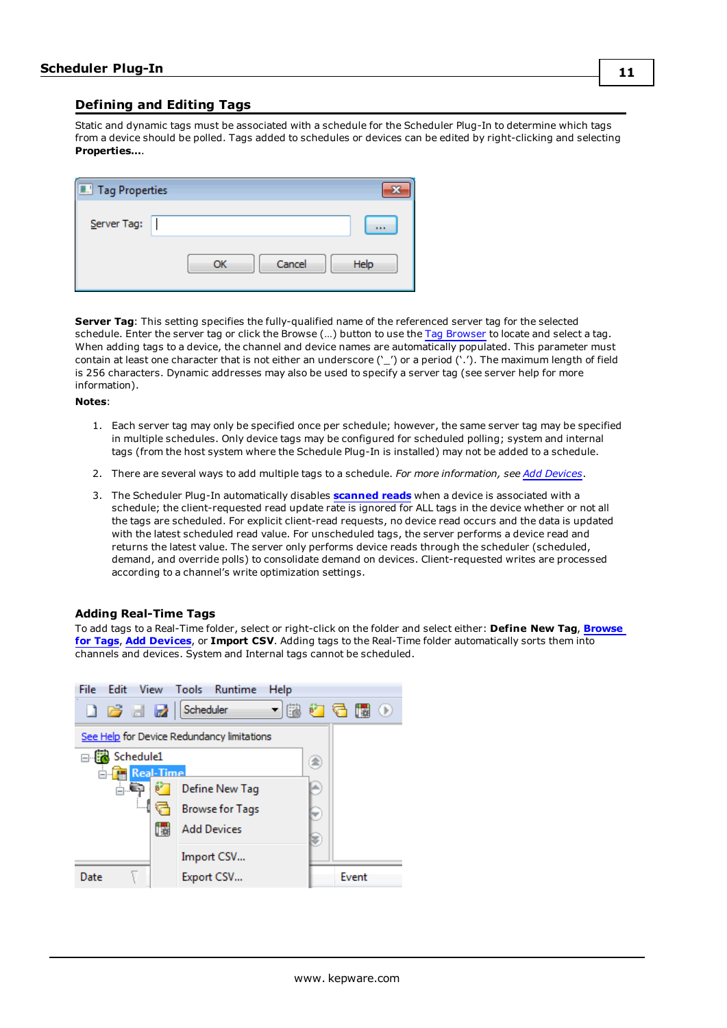## Defining and Editing Tags

Static and dynamic tags must be associated with a schedule for the Scheduler Plug-In to determine which tags from a device should be polled. Tags added to schedules or devices can be edited by right-clicking and selecting **Properties...**.

**Server Tag**: This setting specifies the fully-qualified name of the referenced server tag for the selected schedule. Enter the server tag or click the Browse (...) button to use the Tag Browser to locate and select a tag. When adding tags to a device, the channel and device names are automatically populated. This parameter must contain at least one character that is not either an underscore ('_') or a period ('.'). The maximum length of field is 256 characters. Dynamic addresses may also be used to specify a server tag (see server help for more information).

**Notes**:

1. Each server tag may only be specified once per schedule; however, the same server tag may be specified in multiple schedules. Only device tags may be configured for scheduled polling; system and internal tags (from the host system where the Schedule Plug-In is installed) may not be added to a schedule.

2. There are several ways to add multiple tags to a schedule. *For more information, see Add Devices*.

3. The Scheduler Plug-In automatically disables **scanned reads** when a device is associated with a schedule; the client-requested read update rate is ignored for ALL tags in the device whether or not all the tags are scheduled. For explicit client-read requests, no device read occurs and the data is updated with the latest scheduled read value. For unscheduled tags, the server performs a device read and returns the latest value. The server only performs device reads through the scheduler (scheduled, demand, and override polls) to consolidate demand on devices. Client-requested writes are processed according to a channel's write optimization settings.

### Adding Real-Time Tags

To add tags to a Real-Time folder, select or right-click on the folder and select either: **Define New Tag**, **Browse for Tags**, **Add Devices**, or **Import CSV**. Adding tags to the Real-Time folder automatically sorts them into channels and devices. System and Internal tags cannot be scheduled.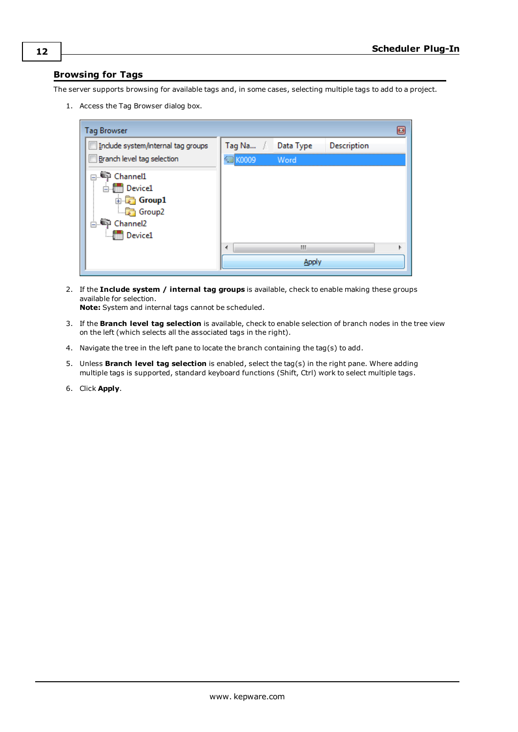## Browsing for Tags

The server supports browsing for available tags and, in some cases, selecting multiple tags to add to a project.

1. Access the Tag Browser dialog box.

2. If the **Include system / internal tag groups** is available, check to enable making these groups available for selection.
   **Note:** System and internal tags cannot be scheduled.

3. If the **Branch level tag selection** is available, check to enable selection of branch nodes in the tree view on the left (which selects all the associated tags in the right).

4. Navigate the tree in the left pane to locate the branch containing the tag(s) to add.

5. Unless **Branch level tag selection** is enabled, select the tag(s) in the right pane. Where adding multiple tags is supported, standard keyboard functions (Shift, Ctrl) work to select multiple tags.

6. Click **Apply**.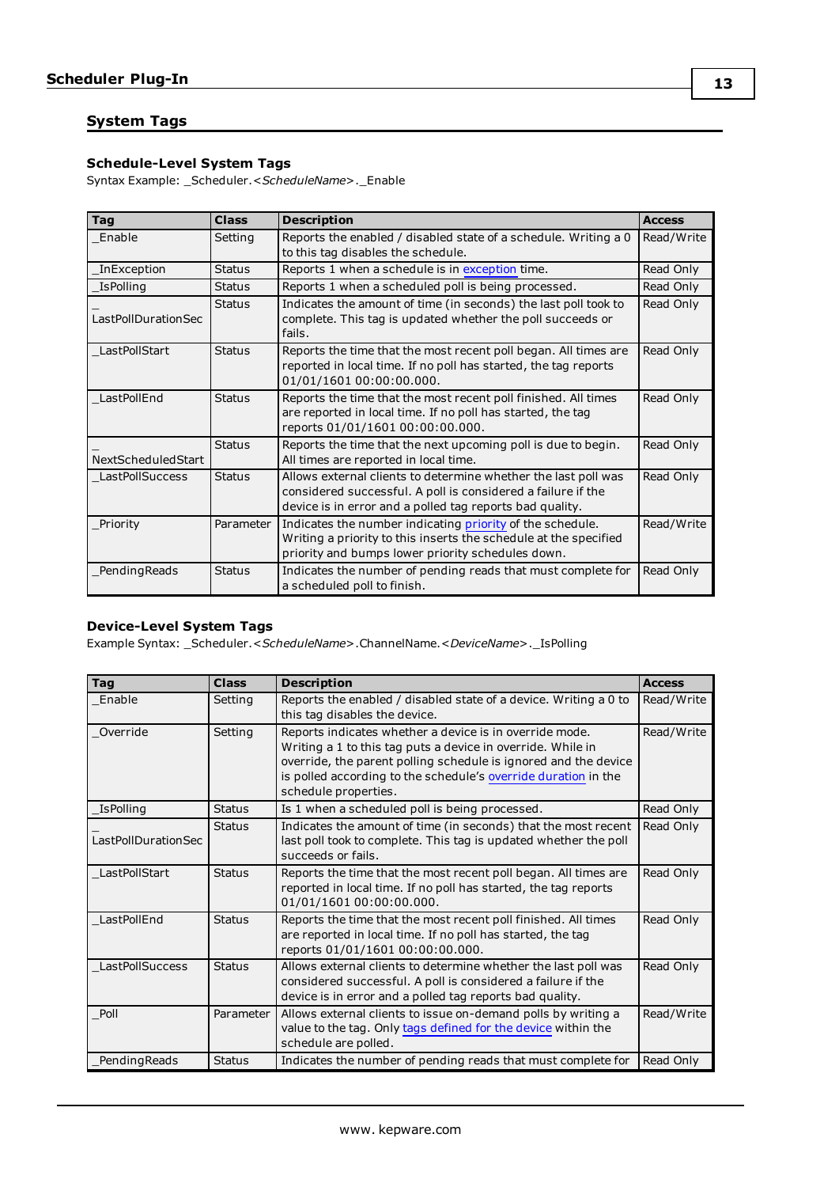## System Tags

### Schedule-Level System Tags

Syntax Example: _Scheduler.<*ScheduleName*>._Enable

| Tag | Class | Description | Access |
|---|---|---|---|
| _Enable | Setting | Reports the enabled / disabled state of a schedule. Writing a 0 to this tag disables the schedule. | Read/Write |
| _InException | Status | Reports 1 when a schedule is in exception time. | Read Only |
| _IsPolling | Status | Reports 1 when a scheduled poll is being processed. | Read Only |
| _LastPollDurationSec | Status | Indicates the amount of time (in seconds) the last poll took to complete. This tag is updated whether the poll succeeds or fails. | Read Only |
| _LastPollStart | Status | Reports the time that the most recent poll began. All times are reported in local time. If no poll has started, the tag reports 01/01/1601 00:00:00.000. | Read Only |
| _LastPollEnd | Status | Reports the time that the most recent poll finished. All times are reported in local time. If no poll has started, the tag reports 01/01/1601 00:00:00.000. | Read Only |
| _NextScheduledStart | Status | Reports the time that the next upcoming poll is due to begin. All times are reported in local time. | Read Only |
| _LastPollSuccess | Status | Allows external clients to determine whether the last poll was considered successful. A poll is considered a failure if the device is in error and a polled tag reports bad quality. | Read Only |
| _Priority | Parameter | Indicates the number indicating priority of the schedule. Writing a priority to this inserts the schedule at the specified priority and bumps lower priority schedules down. | Read/Write |
| _PendingReads | Status | Indicates the number of pending reads that must complete for a scheduled poll to finish. | Read Only |

### Device-Level System Tags

Example Syntax: _Scheduler.<*ScheduleName*>.ChannelName.<*DeviceName*>._IsPolling

| Tag | Class | Description | Access |
|---|---|---|---|
| _Enable | Setting | Reports the enabled / disabled state of a device. Writing a 0 to this tag disables the device. | Read/Write |
| _Override | Setting | Reports indicates whether a device is in override mode. Writing a 1 to this tag puts a device in override. While in override, the parent polling schedule is ignored and the device is polled according to the schedule's override duration in the schedule properties. | Read/Write |
| _IsPolling | Status | Is 1 when a scheduled poll is being processed. | Read Only |
| _LastPollDurationSec | Status | Indicates the amount of time (in seconds) that the most recent last poll took to complete. This tag is updated whether the poll succeeds or fails. | Read Only |
| _LastPollStart | Status | Reports the time that the most recent poll began. All times are reported in local time. If no poll has started, the tag reports 01/01/1601 00:00:00.000. | Read Only |
| _LastPollEnd | Status | Reports the time that the most recent poll finished. All times are reported in local time. If no poll has started, the tag reports 01/01/1601 00:00:00.000. | Read Only |
| _LastPollSuccess | Status | Allows external clients to determine whether the last poll was considered successful. A poll is considered a failure if the device is in error and a polled tag reports bad quality. | Read Only |
| _Poll | Parameter | Allows external clients to issue on-demand polls by writing a value to the tag. Only tags defined for the device within the schedule are polled. | Read/Write |
| _PendingReads | Status | Indicates the number of pending reads that must complete for | Read Only |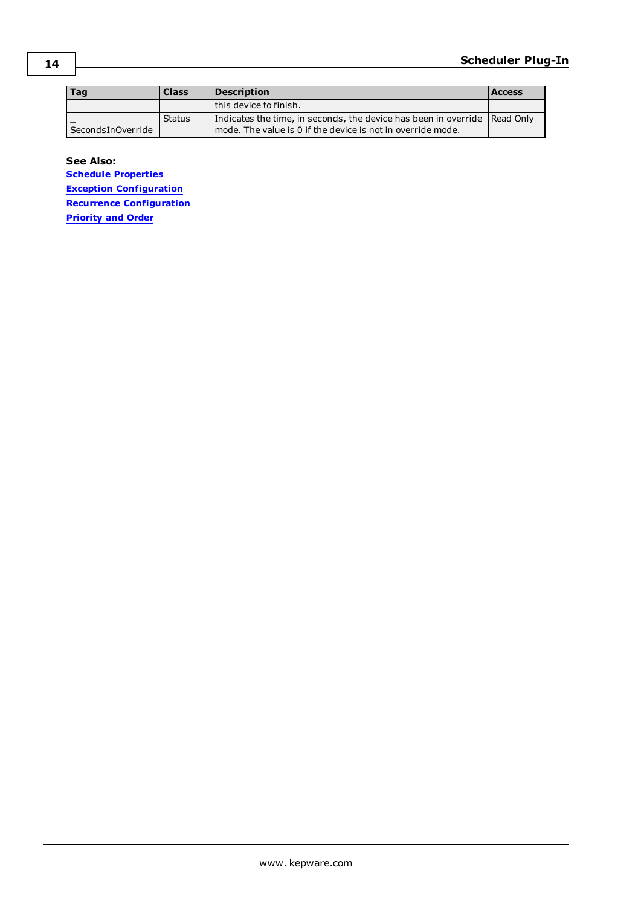| Tag | Class | Description | Access |
|---|---|---|---|
| | | this device to finish. | |
| _SecondsInOverride | Status | Indicates the time, in seconds, the device has been in override mode. The value is 0 if the device is not in override mode. | Read Only |

**See Also:**
[Schedule Properties]
[Exception Configuration]
[Recurrence Configuration]
[Priority and Order]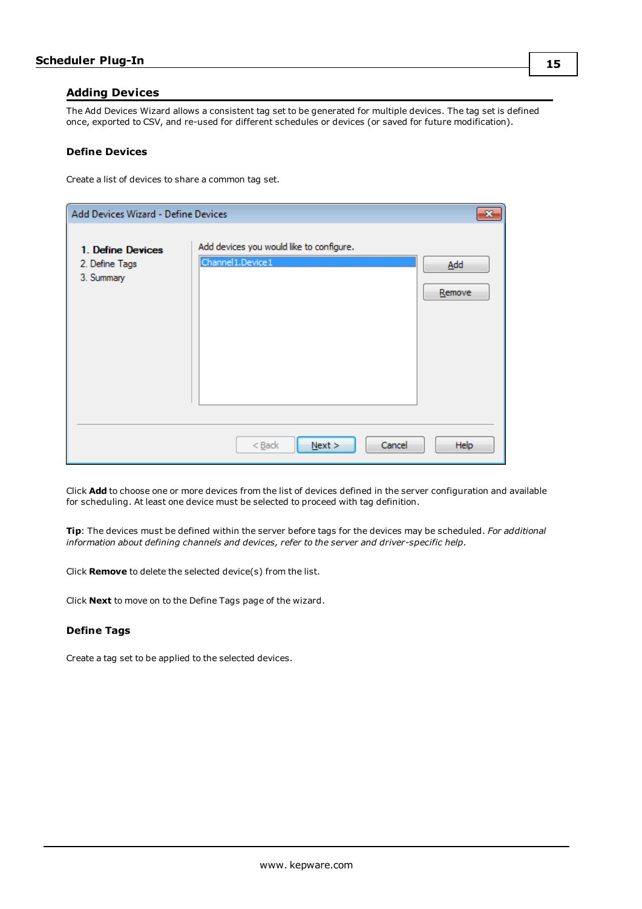## Adding Devices

The Add Devices Wizard allows a consistent tag set to be generated for multiple devices. The tag set is defined once, exported to CSV, and re-used for different schedules or devices (or saved for future modification).

### Define Devices

Create a list of devices to share a common tag set.

Click **Add** to choose one or more devices from the list of devices defined in the server configuration and available for scheduling. At least one device must be selected to proceed with tag definition.

**Tip**: The devices must be defined within the server before tags for the devices may be scheduled. *For additional information about defining channels and devices, refer to the server and driver-specific help.*

Click **Remove** to delete the selected device(s) from the list.

Click **Next** to move on to the Define Tags page of the wizard.

### Define Tags

Create a tag set to be applied to the selected devices.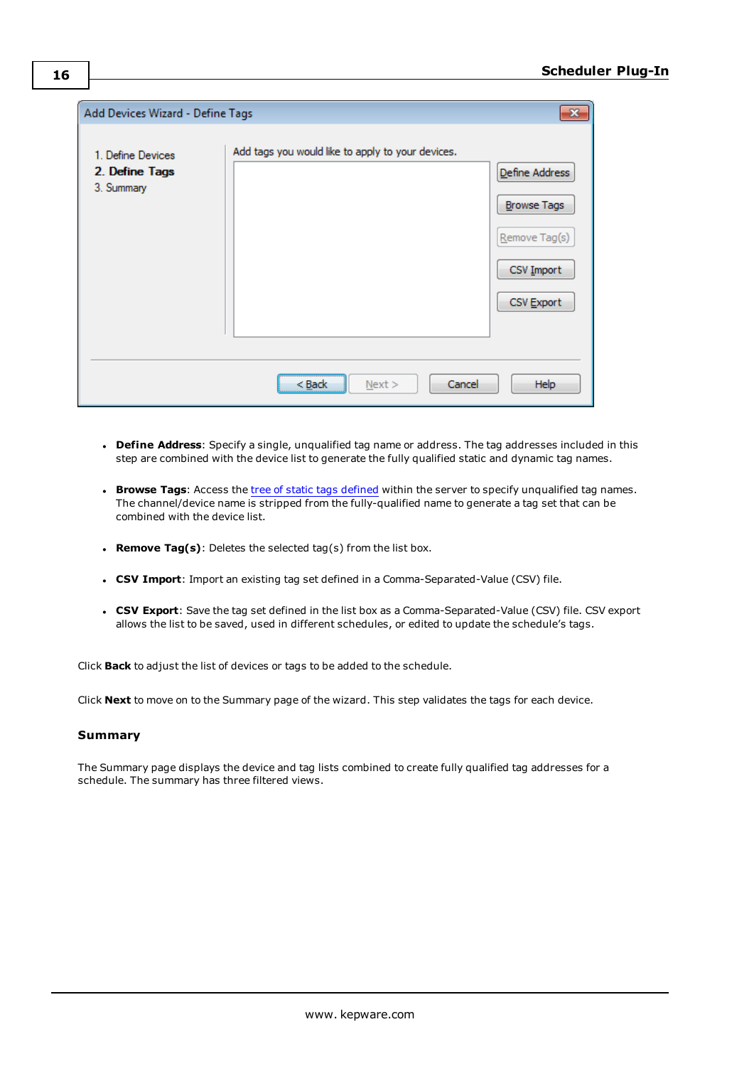- **Define Address**: Specify a single, unqualified tag name or address. The tag addresses included in this step are combined with the device list to generate the fully qualified static and dynamic tag names.
- **Browse Tags**: Access the tree of static tags defined within the server to specify unqualified tag names. The channel/device name is stripped from the fully-qualified name to generate a tag set that can be combined with the device list.
- **Remove Tag(s)**: Deletes the selected tag(s) from the list box.
- **CSV Import**: Import an existing tag set defined in a Comma-Separated-Value (CSV) file.
- **CSV Export**: Save the tag set defined in the list box as a Comma-Separated-Value (CSV) file. CSV export allows the list to be saved, used in different schedules, or edited to update the schedule's tags.

Click **Back** to adjust the list of devices or tags to be added to the schedule.

Click **Next** to move on to the Summary page of the wizard. This step validates the tags for each device.

### Summary

The Summary page displays the device and tag lists combined to create fully qualified tag addresses for a schedule. The summary has three filtered views.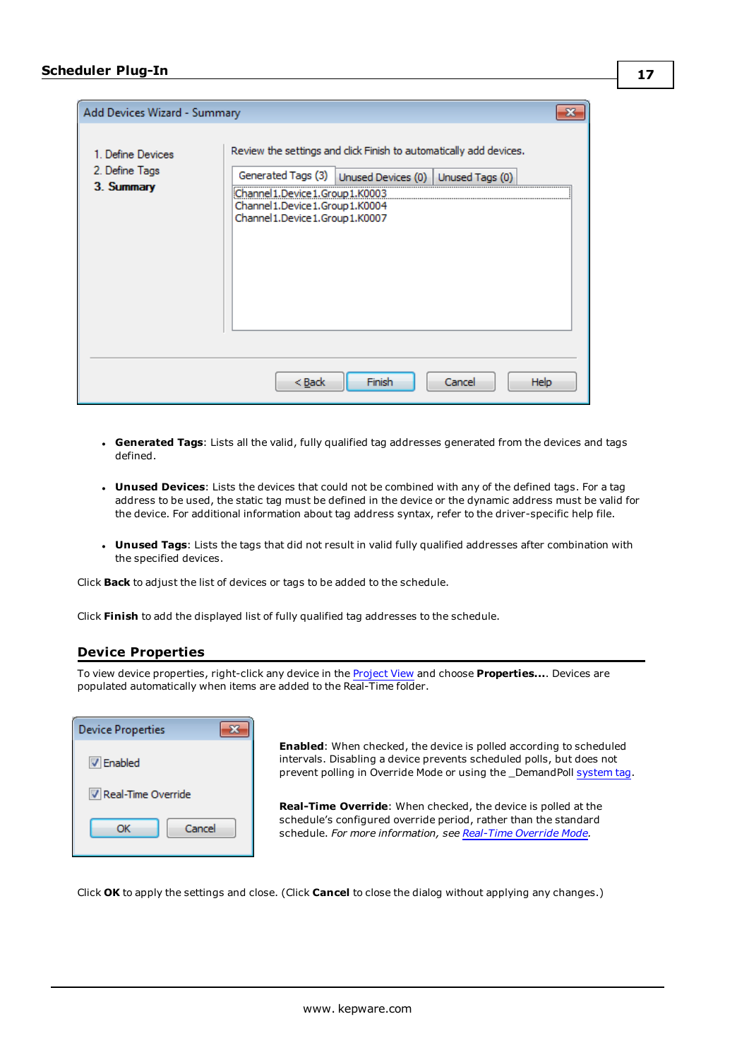- **Generated Tags**: Lists all the valid, fully qualified tag addresses generated from the devices and tags defined.
- **Unused Devices**: Lists the devices that could not be combined with any of the defined tags. For a tag address to be used, the static tag must be defined in the device or the dynamic address must be valid for the device. For additional information about tag address syntax, refer to the driver-specific help file.
- **Unused Tags**: Lists the tags that did not result in valid fully qualified addresses after combination with the specified devices.

Click **Back** to adjust the list of devices or tags to be added to the schedule.

Click **Finish** to add the displayed list of fully qualified tag addresses to the schedule.

## Device Properties

To view device properties, right-click any device in the Project View and choose **Properties...**. Devices are populated automatically when items are added to the Real-Time folder.

**Enabled**: When checked, the device is polled according to scheduled intervals. Disabling a device prevents scheduled polls, but does not prevent polling in Override Mode or using the _DemandPoll system tag.

**Real-Time Override**: When checked, the device is polled at the schedule's configured override period, rather than the standard schedule. *For more information, see Real-Time Override Mode.*

Click **OK** to apply the settings and close. (Click **Cancel** to close the dialog without applying any changes.)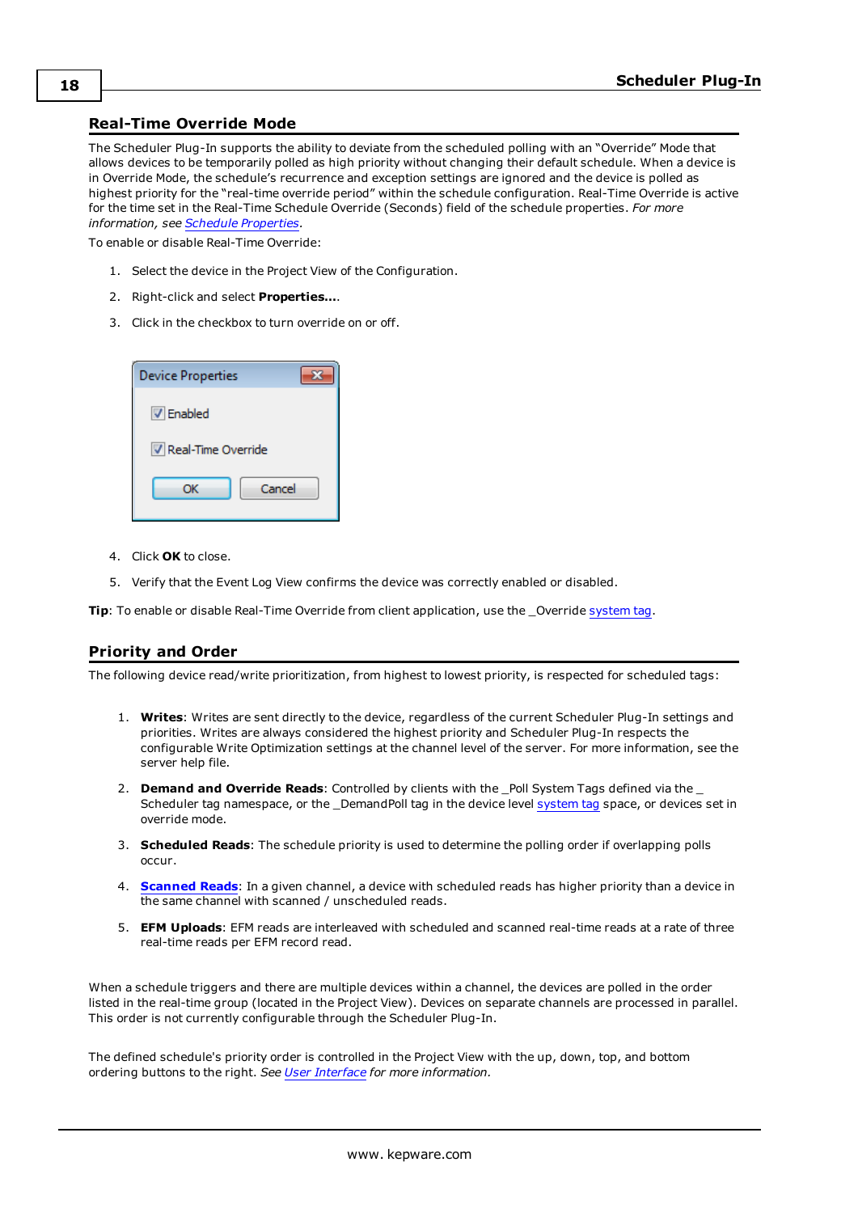## Real-Time Override Mode

The Scheduler Plug-In supports the ability to deviate from the scheduled polling with an "Override" Mode that allows devices to be temporarily polled as high priority without changing their default schedule. When a device is in Override Mode, the schedule's recurrence and exception settings are ignored and the device is polled as highest priority for the "real-time override period" within the schedule configuration. Real-Time Override is active for the time set in the Real-Time Schedule Override (Seconds) field of the schedule properties. *For more information, see Schedule Properties.*

To enable or disable Real-Time Override:

1. Select the device in the Project View of the Configuration.
2. Right-click and select **Properties...**.
3. Click in the checkbox to turn override on or off.
4. Click **OK** to close.
5. Verify that the Event Log View confirms the device was correctly enabled or disabled.

**Tip**: To enable or disable Real-Time Override from client application, use the _Override system tag.

## Priority and Order

The following device read/write prioritization, from highest to lowest priority, is respected for scheduled tags:

1. **Writes**: Writes are sent directly to the device, regardless of the current Scheduler Plug-In settings and priorities. Writes are always considered the highest priority and Scheduler Plug-In respects the configurable Write Optimization settings at the channel level of the server. For more information, see the server help file.
2. **Demand and Override Reads**: Controlled by clients with the _Poll System Tags defined via the _ Scheduler tag namespace, or the _DemandPoll tag in the device level system tag space, or devices set in override mode.
3. **Scheduled Reads**: The schedule priority is used to determine the polling order if overlapping polls occur.
4. **Scanned Reads**: In a given channel, a device with scheduled reads has higher priority than a device in the same channel with scanned / unscheduled reads.
5. **EFM Uploads**: EFM reads are interleaved with scheduled and scanned real-time reads at a rate of three real-time reads per EFM record read.

When a schedule triggers and there are multiple devices within a channel, the devices are polled in the order listed in the real-time group (located in the Project View). Devices on separate channels are processed in parallel. This order is not currently configurable through the Scheduler Plug-In.

The defined schedule's priority order is controlled in the Project View with the up, down, top, and bottom ordering buttons to the right. *See User Interface for more information.*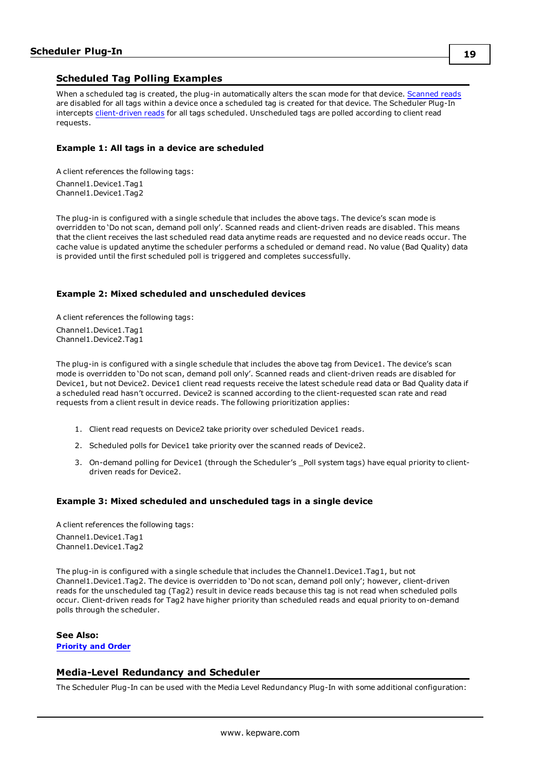## Scheduled Tag Polling Examples

When a scheduled tag is created, the plug-in automatically alters the scan mode for that device. Scanned reads are disabled for all tags within a device once a scheduled tag is created for that device. The Scheduler Plug-In intercepts client-driven reads for all tags scheduled. Unscheduled tags are polled according to client read requests.

### Example 1: All tags in a device are scheduled

A client references the following tags:

Channel1.Device1.Tag1
Channel1.Device1.Tag2

The plug-in is configured with a single schedule that includes the above tags. The device's scan mode is overridden to 'Do not scan, demand poll only'. Scanned reads and client-driven reads are disabled. This means that the client receives the last scheduled read data anytime reads are requested and no device reads occur. The cache value is updated anytime the scheduler performs a scheduled or demand read. No value (Bad Quality) data is provided until the first scheduled poll is triggered and completes successfully.

### Example 2: Mixed scheduled and unscheduled devices

A client references the following tags:

Channel1.Device1.Tag1
Channel1.Device2.Tag1

The plug-in is configured with a single schedule that includes the above tag from Device1. The device's scan mode is overridden to 'Do not scan, demand poll only'. Scanned reads and client-driven reads are disabled for Device1, but not Device2. Device1 client read requests receive the latest schedule read data or Bad Quality data if a scheduled read hasn't occurred. Device2 is scanned according to the client-requested scan rate and read requests from a client result in device reads. The following prioritization applies:

1. Client read requests on Device2 take priority over scheduled Device1 reads.
2. Scheduled polls for Device1 take priority over the scanned reads of Device2.
3. On-demand polling for Device1 (through the Scheduler's _Poll system tags) have equal priority to client-driven reads for Device2.

### Example 3: Mixed scheduled and unscheduled tags in a single device

A client references the following tags:

Channel1.Device1.Tag1
Channel1.Device1.Tag2

The plug-in is configured with a single schedule that includes the Channel1.Device1.Tag1, but not Channel1.Device1.Tag2. The device is overridden to 'Do not scan, demand poll only'; however, client-driven reads for the unscheduled tag (Tag2) result in device reads because this tag is not read when scheduled polls occur. Client-driven reads for Tag2 have higher priority than scheduled reads and equal priority to on-demand polls through the scheduler.

**See Also:**
**Priority and Order**

## Media-Level Redundancy and Scheduler

The Scheduler Plug-In can be used with the Media Level Redundancy Plug-In with some additional configuration: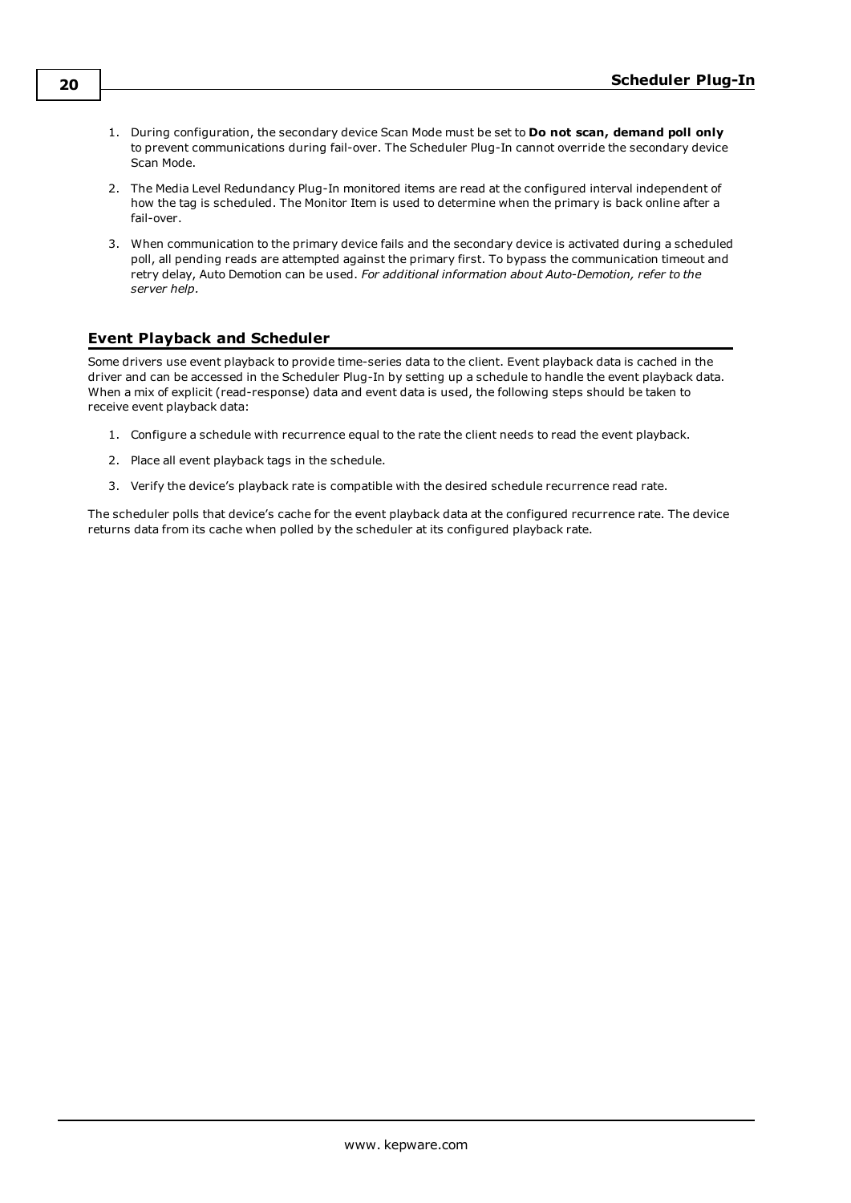1. During configuration, the secondary device Scan Mode must be set to **Do not scan, demand poll only** to prevent communications during fail-over. The Scheduler Plug-In cannot override the secondary device Scan Mode.

2. The Media Level Redundancy Plug-In monitored items are read at the configured interval independent of how the tag is scheduled. The Monitor Item is used to determine when the primary is back online after a fail-over.

3. When communication to the primary device fails and the secondary device is activated during a scheduled poll, all pending reads are attempted against the primary first. To bypass the communication timeout and retry delay, Auto Demotion can be used. *For additional information about Auto-Demotion, refer to the server help.*

## Event Playback and Scheduler

Some drivers use event playback to provide time-series data to the client. Event playback data is cached in the driver and can be accessed in the Scheduler Plug-In by setting up a schedule to handle the event playback data. When a mix of explicit (read-response) data and event data is used, the following steps should be taken to receive event playback data:

1. Configure a schedule with recurrence equal to the rate the client needs to read the event playback.

2. Place all event playback tags in the schedule.

3. Verify the device's playback rate is compatible with the desired schedule recurrence read rate.

The scheduler polls that device's cache for the event playback data at the configured recurrence rate. The device returns data from its cache when polled by the scheduler at its configured playback rate.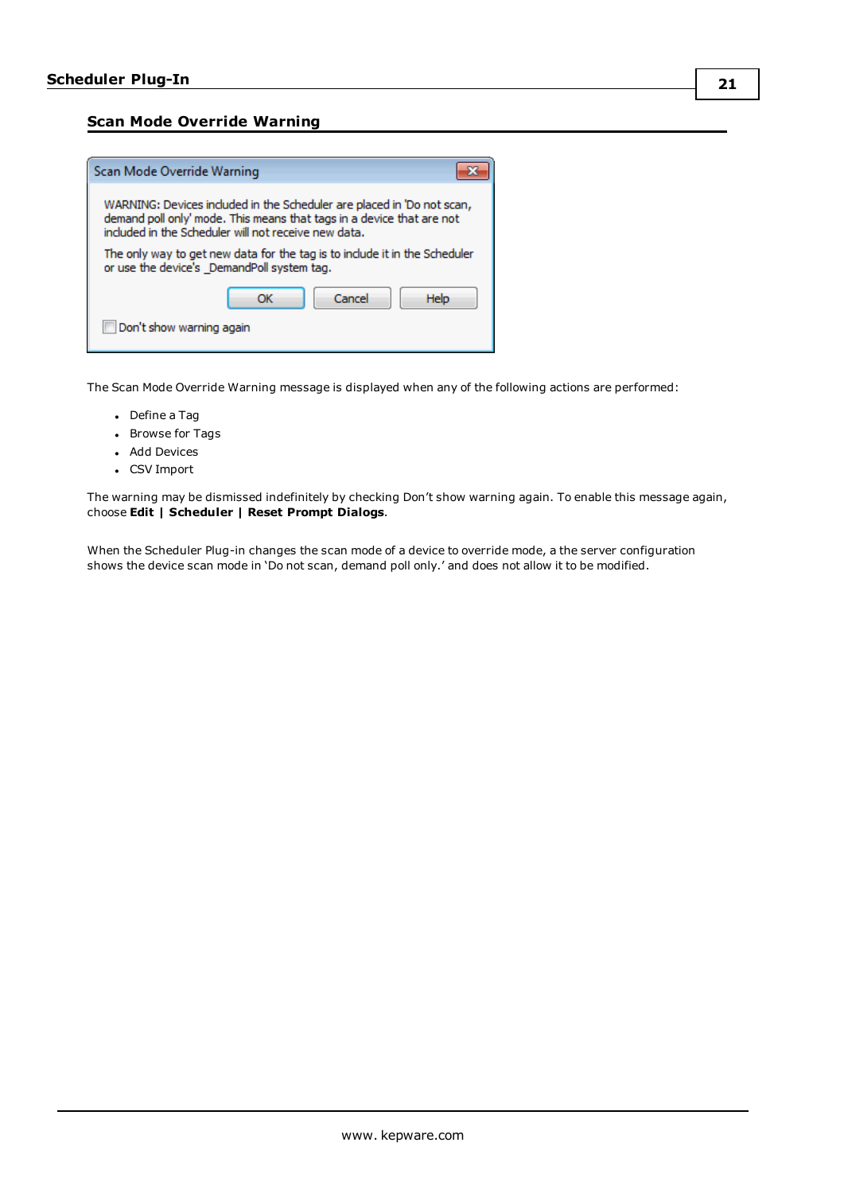## Scan Mode Override Warning

The Scan Mode Override Warning message is displayed when any of the following actions are performed:

- Define a Tag
- Browse for Tags
- Add Devices
- CSV Import

The warning may be dismissed indefinitely by checking Don't show warning again. To enable this message again, choose **Edit | Scheduler | Reset Prompt Dialogs**.

When the Scheduler Plug-in changes the scan mode of a device to override mode, a the server configuration shows the device scan mode in 'Do not scan, demand poll only.' and does not allow it to be modified.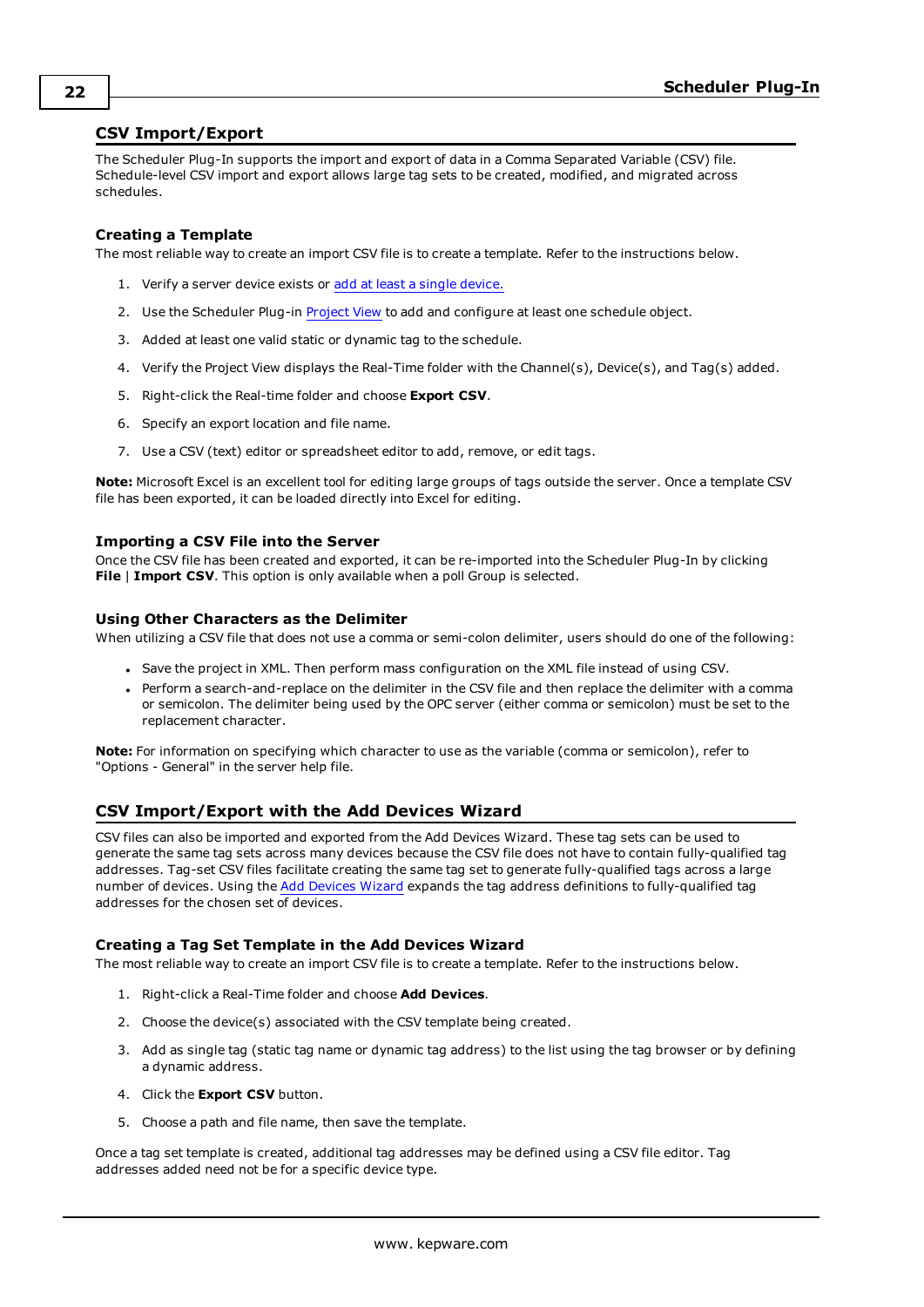## CSV Import/Export

The Scheduler Plug-In supports the import and export of data in a Comma Separated Variable (CSV) file. Schedule-level CSV import and export allows large tag sets to be created, modified, and migrated across schedules.

### Creating a Template

The most reliable way to create an import CSV file is to create a template. Refer to the instructions below.

1. Verify a server device exists or add at least a single device.
2. Use the Scheduler Plug-in Project View to add and configure at least one schedule object.
3. Added at least one valid static or dynamic tag to the schedule.
4. Verify the Project View displays the Real-Time folder with the Channel(s), Device(s), and Tag(s) added.
5. Right-click the Real-time folder and choose **Export CSV**.
6. Specify an export location and file name.
7. Use a CSV (text) editor or spreadsheet editor to add, remove, or edit tags.

**Note:** Microsoft Excel is an excellent tool for editing large groups of tags outside the server. Once a template CSV file has been exported, it can be loaded directly into Excel for editing.

### Importing a CSV File into the Server

Once the CSV file has been created and exported, it can be re-imported into the Scheduler Plug-In by clicking **File** | **Import CSV**. This option is only available when a poll Group is selected.

### Using Other Characters as the Delimiter

When utilizing a CSV file that does not use a comma or semi-colon delimiter, users should do one of the following:

- Save the project in XML. Then perform mass configuration on the XML file instead of using CSV.
- Perform a search-and-replace on the delimiter in the CSV file and then replace the delimiter with a comma or semicolon. The delimiter being used by the OPC server (either comma or semicolon) must be set to the replacement character.

**Note:** For information on specifying which character to use as the variable (comma or semicolon), refer to "Options - General" in the server help file.

## CSV Import/Export with the Add Devices Wizard

CSV files can also be imported and exported from the Add Devices Wizard. These tag sets can be used to generate the same tag sets across many devices because the CSV file does not have to contain fully-qualified tag addresses. Tag-set CSV files facilitate creating the same tag set to generate fully-qualified tags across a large number of devices. Using the Add Devices Wizard expands the tag address definitions to fully-qualified tag addresses for the chosen set of devices.

### Creating a Tag Set Template in the Add Devices Wizard

The most reliable way to create an import CSV file is to create a template. Refer to the instructions below.

1. Right-click a Real-Time folder and choose **Add Devices**.
2. Choose the device(s) associated with the CSV template being created.
3. Add as single tag (static tag name or dynamic tag address) to the list using the tag browser or by defining a dynamic address.
4. Click the **Export CSV** button.
5. Choose a path and file name, then save the template.

Once a tag set template is created, additional tag addresses may be defined using a CSV file editor. Tag addresses added need not be for a specific device type.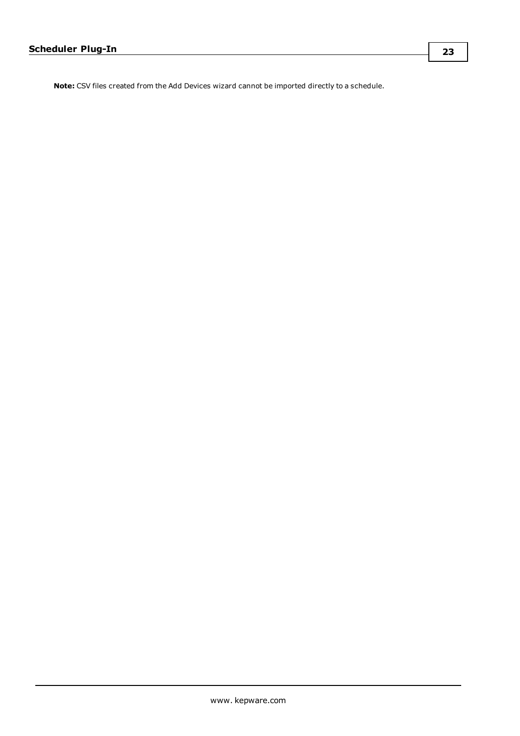**Note:** CSV files created from the Add Devices wizard cannot be imported directly to a schedule.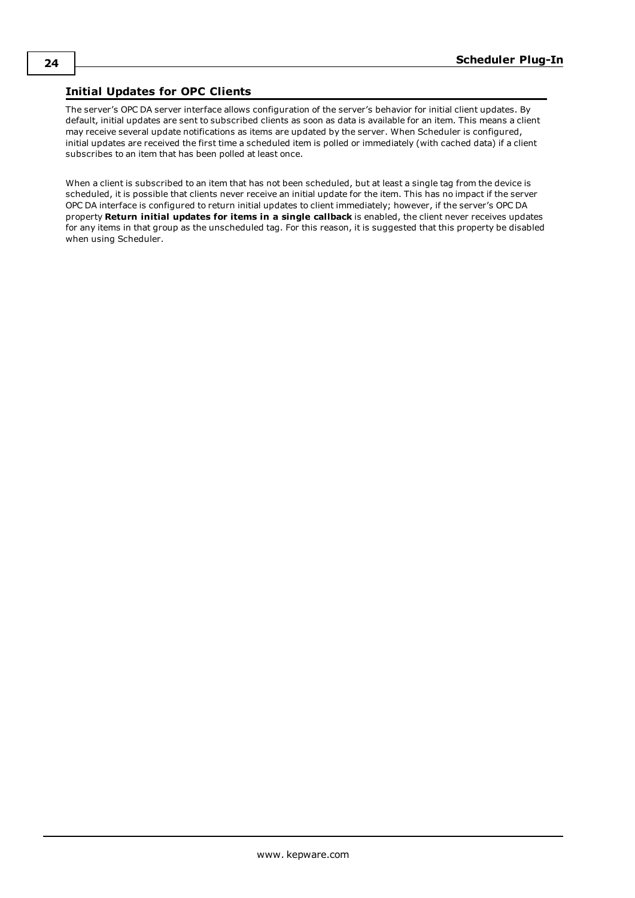## Initial Updates for OPC Clients

The server's OPC DA server interface allows configuration of the server's behavior for initial client updates. By default, initial updates are sent to subscribed clients as soon as data is available for an item. This means a client may receive several update notifications as items are updated by the server. When Scheduler is configured, initial updates are received the first time a scheduled item is polled or immediately (with cached data) if a client subscribes to an item that has been polled at least once.

When a client is subscribed to an item that has not been scheduled, but at least a single tag from the device is scheduled, it is possible that clients never receive an initial update for the item. This has no impact if the server OPC DA interface is configured to return initial updates to client immediately; however, if the server's OPC DA property **Return initial updates for items in a single callback** is enabled, the client never receives updates for any items in that group as the unscheduled tag. For this reason, it is suggested that this property be disabled when using Scheduler.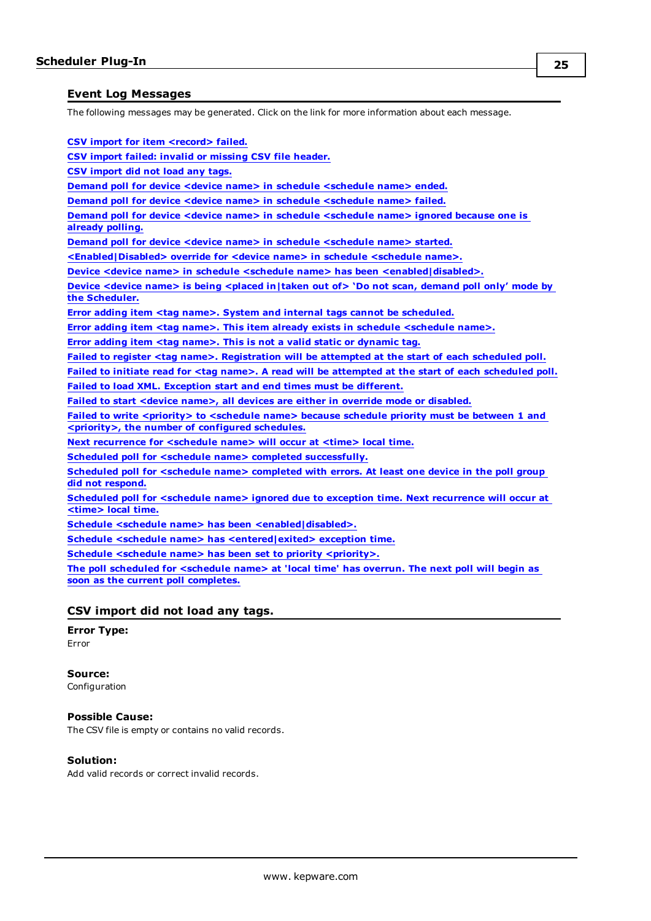## Event Log Messages

The following messages may be generated. Click on the link for more information about each message.

CSV import for item <record> failed.
CSV import failed: invalid or missing CSV file header.
CSV import did not load any tags.
Demand poll for device <device name> in schedule <schedule name> ended.
Demand poll for device <device name> in schedule <schedule name> failed.
Demand poll for device <device name> in schedule <schedule name> ignored because one is already polling.
Demand poll for device <device name> in schedule <schedule name> started.
<Enabled|Disabled> override for <device name> in schedule <schedule name>.
Device <device name> in schedule <schedule name> has been <enabled|disabled>.
Device <device name> is being <placed in|taken out of> 'Do not scan, demand poll only' mode by the Scheduler.
Error adding item <tag name>. System and internal tags cannot be scheduled.
Error adding item <tag name>. This item already exists in schedule <schedule name>.
Error adding item <tag name>. This is not a valid static or dynamic tag.
Failed to register <tag name>. Registration will be attempted at the start of each scheduled poll.
Failed to initiate read for <tag name>. A read will be attempted at the start of each scheduled poll.
Failed to load XML. Exception start and end times must be different.
Failed to start <device name>, all devices are either in override mode or disabled.
Failed to write <priority> to <schedule name> because schedule priority must be between 1 and <priority>, the number of configured schedules.
Next recurrence for <schedule name> will occur at <time> local time.
Scheduled poll for <schedule name> completed successfully.
Scheduled poll for <schedule name> completed with errors. At least one device in the poll group did not respond.
Scheduled poll for <schedule name> ignored due to exception time. Next recurrence will occur at <time> local time.
Schedule <schedule name> has been <enabled|disabled>.
Schedule <schedule name> has <entered|exited> exception time.
Schedule <schedule name> has been set to priority <priority>.
The poll scheduled for <schedule name> at 'local time' has overrun. The next poll will begin as soon as the current poll completes.

## CSV import did not load any tags.

**Error Type:**
Error

**Source:**
Configuration

**Possible Cause:**
The CSV file is empty or contains no valid records.

**Solution:**
Add valid records or correct invalid records.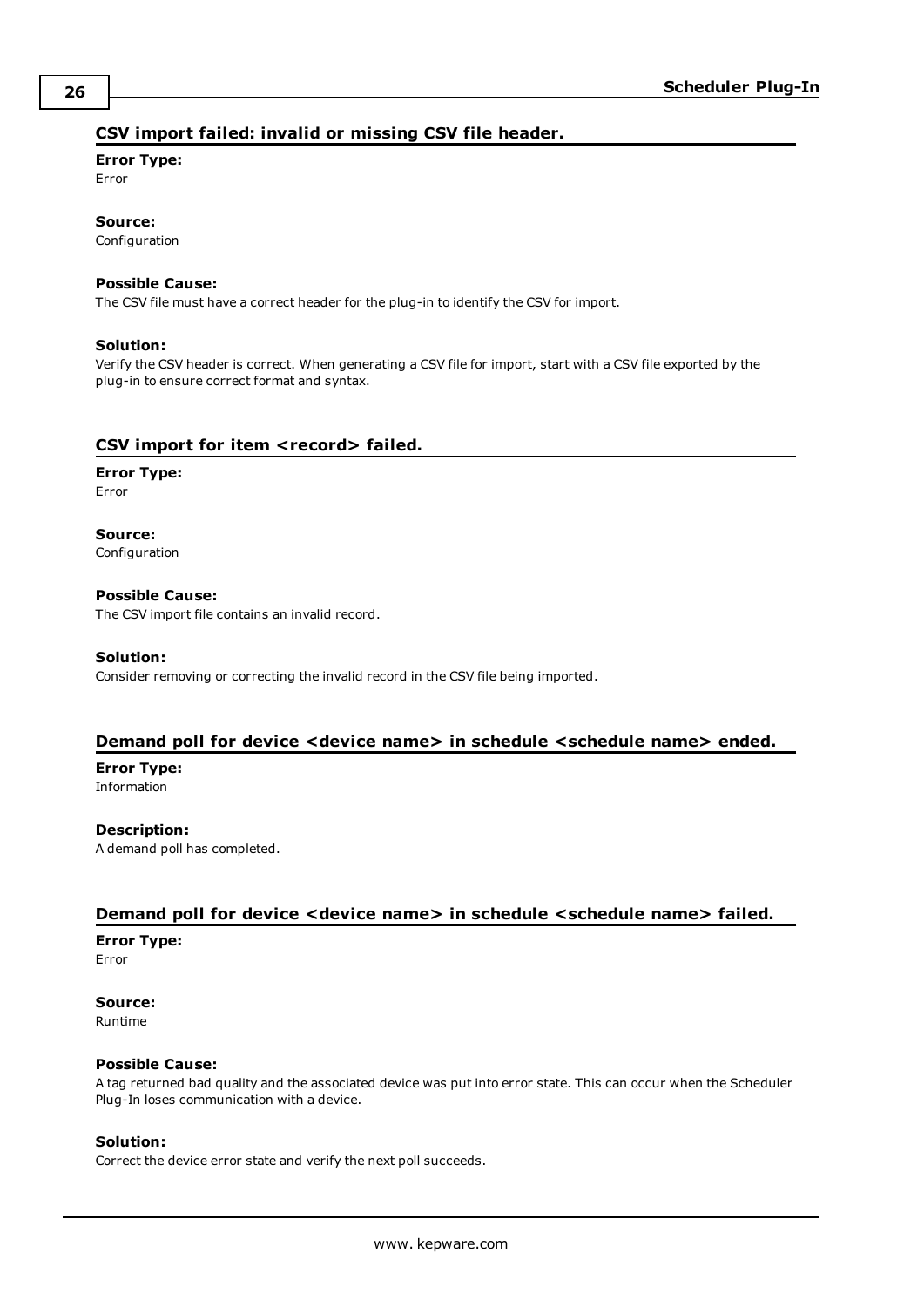## CSV import failed: invalid or missing CSV file header.

**Error Type:**
Error

**Source:**
Configuration

**Possible Cause:**
The CSV file must have a correct header for the plug-in to identify the CSV for import.

**Solution:**
Verify the CSV header is correct. When generating a CSV file for import, start with a CSV file exported by the plug-in to ensure correct format and syntax.

## CSV import for item <record> failed.

**Error Type:**
Error

**Source:**
Configuration

**Possible Cause:**
The CSV import file contains an invalid record.

**Solution:**
Consider removing or correcting the invalid record in the CSV file being imported.

## Demand poll for device <device name> in schedule <schedule name> ended.

**Error Type:**
Information

**Description:**
A demand poll has completed.

## Demand poll for device <device name> in schedule <schedule name> failed.

**Error Type:**
Error

**Source:**
Runtime

**Possible Cause:**
A tag returned bad quality and the associated device was put into error state. This can occur when the Scheduler Plug-In loses communication with a device.

**Solution:**
Correct the device error state and verify the next poll succeeds.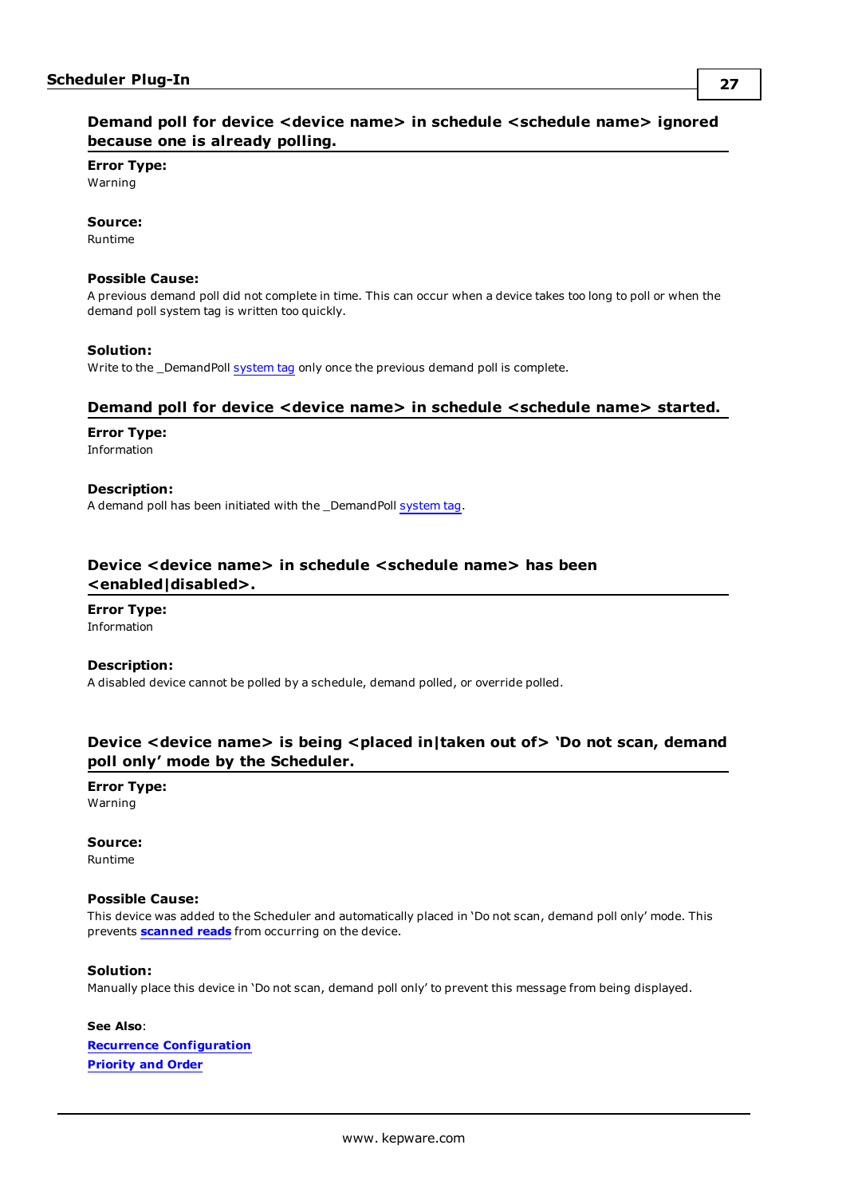### Demand poll for device <device name> in schedule <schedule name> ignored because one is already polling.

**Error Type:**
Warning

**Source:**
Runtime

**Possible Cause:**
A previous demand poll did not complete in time. This can occur when a device takes too long to poll or when the demand poll system tag is written too quickly.

**Solution:**
Write to the _DemandPoll system tag only once the previous demand poll is complete.

### Demand poll for device <device name> in schedule <schedule name> started.

**Error Type:**
Information

**Description:**
A demand poll has been initiated with the _DemandPoll system tag.

### Device <device name> in schedule <schedule name> has been <enabled|disabled>.

**Error Type:**
Information

**Description:**
A disabled device cannot be polled by a schedule, demand polled, or override polled.

### Device <device name> is being <placed in|taken out of> 'Do not scan, demand poll only' mode by the Scheduler.

**Error Type:**
Warning

**Source:**
Runtime

**Possible Cause:**
This device was added to the Scheduler and automatically placed in 'Do not scan, demand poll only' mode. This prevents **scanned reads** from occurring on the device.

**Solution:**
Manually place this device in 'Do not scan, demand poll only' to prevent this message from being displayed.

**See Also**:
**Recurrence Configuration**
**Priority and Order**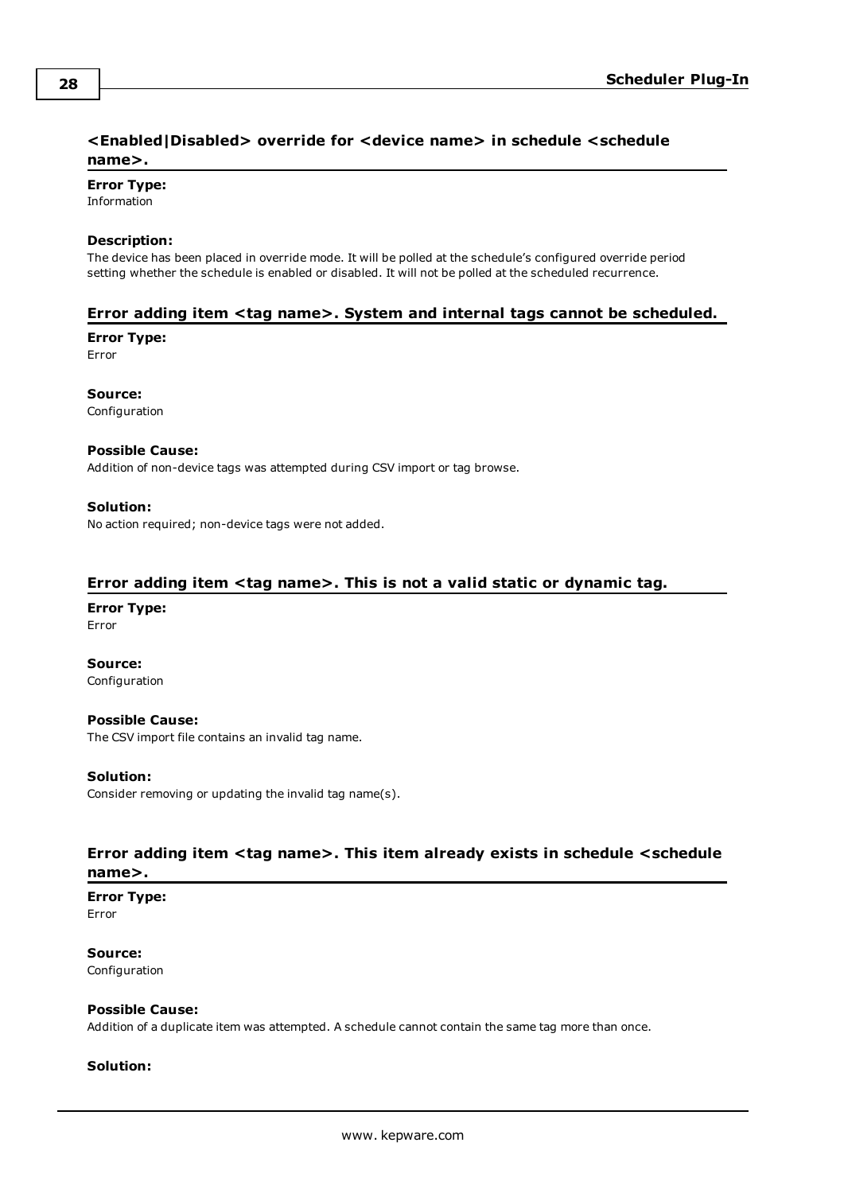### <Enabled|Disabled> override for <device name> in schedule <schedule name>.

**Error Type:**
Information

**Description:**
The device has been placed in override mode. It will be polled at the schedule's configured override period setting whether the schedule is enabled or disabled. It will not be polled at the scheduled recurrence.

### Error adding item <tag name>. System and internal tags cannot be scheduled.

**Error Type:**
Error

**Source:**
Configuration

**Possible Cause:**
Addition of non-device tags was attempted during CSV import or tag browse.

**Solution:**
No action required; non-device tags were not added.

### Error adding item <tag name>. This is not a valid static or dynamic tag.

**Error Type:**
Error

**Source:**
Configuration

**Possible Cause:**
The CSV import file contains an invalid tag name.

**Solution:**
Consider removing or updating the invalid tag name(s).

### Error adding item <tag name>. This item already exists in schedule <schedule name>.

**Error Type:**
Error

**Source:**
Configuration

**Possible Cause:**
Addition of a duplicate item was attempted. A schedule cannot contain the same tag more than once.

**Solution:**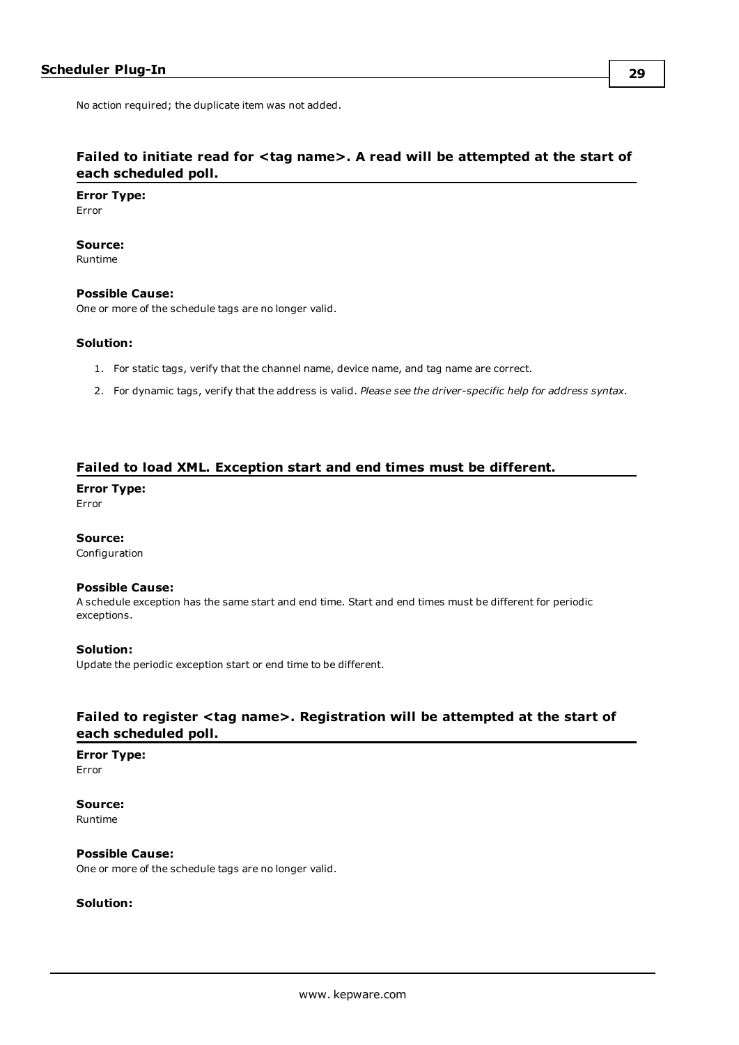No action required; the duplicate item was not added.

### Failed to initiate read for <tag name>. A read will be attempted at the start of each scheduled poll.

**Error Type:**
Error

**Source:**
Runtime

**Possible Cause:**
One or more of the schedule tags are no longer valid.

**Solution:**

1. For static tags, verify that the channel name, device name, and tag name are correct.
2. For dynamic tags, verify that the address is valid. *Please see the driver-specific help for address syntax.*

### Failed to load XML. Exception start and end times must be different.

**Error Type:**
Error

**Source:**
Configuration

**Possible Cause:**
A schedule exception has the same start and end time. Start and end times must be different for periodic exceptions.

**Solution:**
Update the periodic exception start or end time to be different.

### Failed to register <tag name>. Registration will be attempted at the start of each scheduled poll.

**Error Type:**
Error

**Source:**
Runtime

**Possible Cause:**
One or more of the schedule tags are no longer valid.

**Solution:**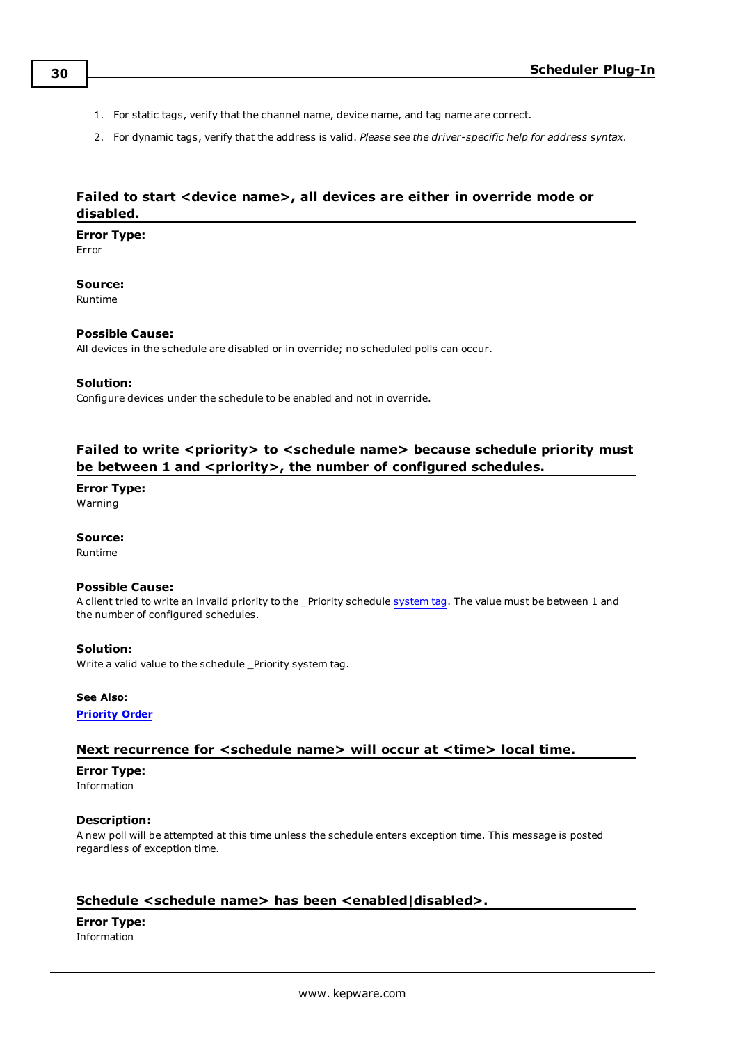1. For static tags, verify that the channel name, device name, and tag name are correct.
2. For dynamic tags, verify that the address is valid. *Please see the driver-specific help for address syntax*.

### Failed to start <device name>, all devices are either in override mode or disabled.

**Error Type:**
Error

**Source:**
Runtime

**Possible Cause:**
All devices in the schedule are disabled or in override; no scheduled polls can occur.

**Solution:**
Configure devices under the schedule to be enabled and not in override.

### Failed to write <priority> to <schedule name> because schedule priority must be between 1 and <priority>, the number of configured schedules.

**Error Type:**
Warning

**Source:**
Runtime

**Possible Cause:**
A client tried to write an invalid priority to the _Priority schedule system tag. The value must be between 1 and the number of configured schedules.

**Solution:**
Write a valid value to the schedule _Priority system tag.

**See Also:**
**Priority Order**

### Next recurrence for <schedule name> will occur at <time> local time.

**Error Type:**
Information

**Description:**
A new poll will be attempted at this time unless the schedule enters exception time. This message is posted regardless of exception time.

### Schedule <schedule name> has been <enabled|disabled>.

**Error Type:**
Information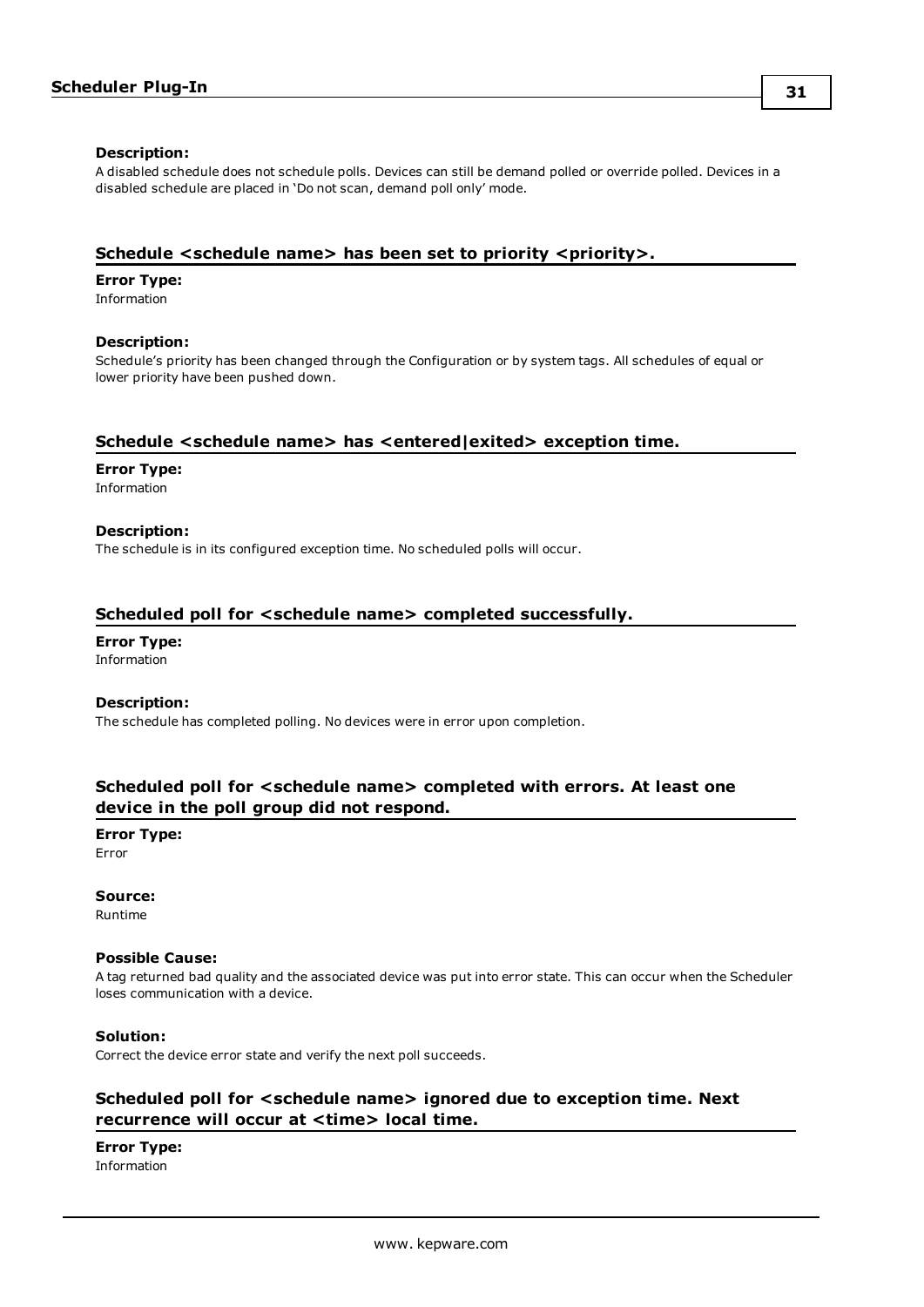**Description:**
A disabled schedule does not schedule polls. Devices can still be demand polled or override polled. Devices in a disabled schedule are placed in 'Do not scan, demand poll only' mode.

### Schedule <schedule name> has been set to priority <priority>.

**Error Type:**
Information

**Description:**
Schedule's priority has been changed through the Configuration or by system tags. All schedules of equal or lower priority have been pushed down.

### Schedule <schedule name> has <entered|exited> exception time.

**Error Type:**
Information

**Description:**
The schedule is in its configured exception time. No scheduled polls will occur.

### Scheduled poll for <schedule name> completed successfully.

**Error Type:**
Information

**Description:**
The schedule has completed polling. No devices were in error upon completion.

### Scheduled poll for <schedule name> completed with errors. At least one device in the poll group did not respond.

**Error Type:**
Error

**Source:**
Runtime

**Possible Cause:**
A tag returned bad quality and the associated device was put into error state. This can occur when the Scheduler loses communication with a device.

**Solution:**
Correct the device error state and verify the next poll succeeds.

### Scheduled poll for <schedule name> ignored due to exception time. Next recurrence will occur at <time> local time.

**Error Type:**
Information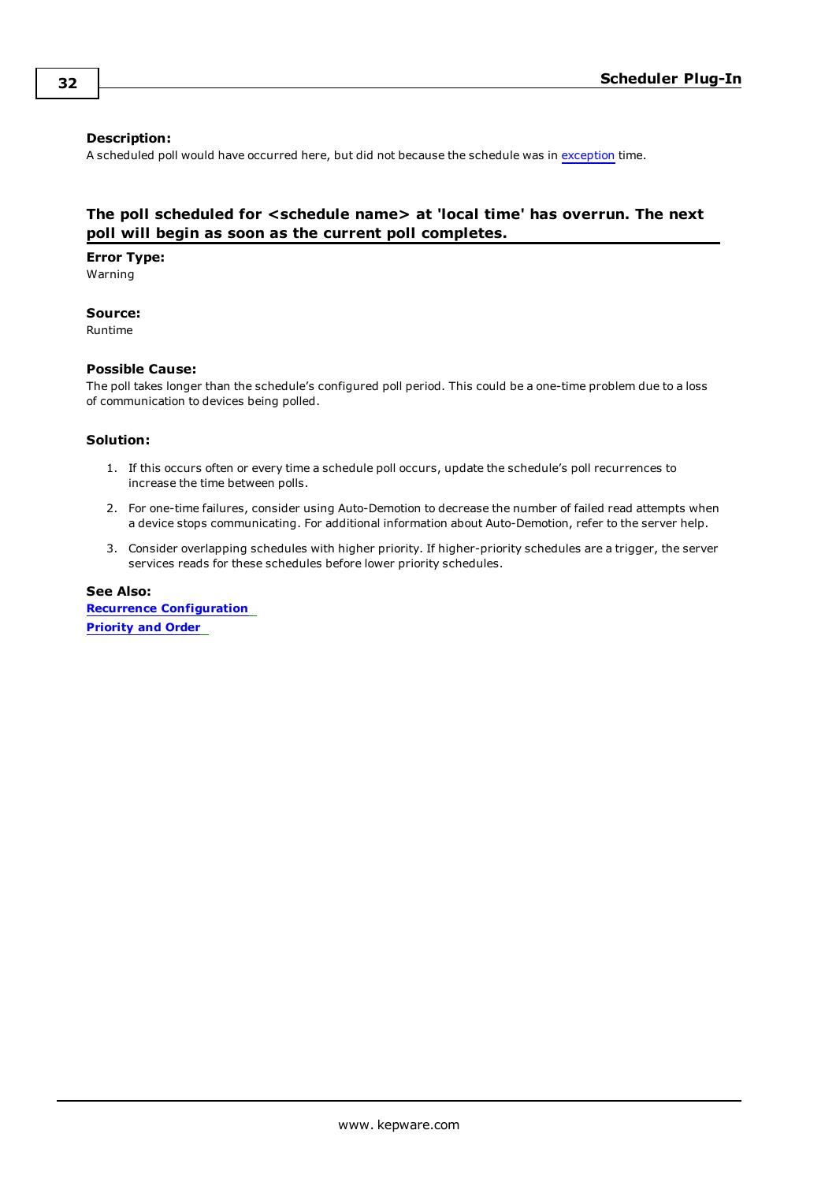**Description:**
A scheduled poll would have occurred here, but did not because the schedule was in exception time.

### The poll scheduled for <schedule name> at 'local time' has overrun. The next poll will begin as soon as the current poll completes.

**Error Type:**
Warning

**Source:**
Runtime

**Possible Cause:**
The poll takes longer than the schedule's configured poll period. This could be a one-time problem due to a loss of communication to devices being polled.

**Solution:**

1. If this occurs often or every time a schedule poll occurs, update the schedule's poll recurrences to increase the time between polls.
2. For one-time failures, consider using Auto-Demotion to decrease the number of failed read attempts when a device stops communicating. For additional information about Auto-Demotion, refer to the server help.
3. Consider overlapping schedules with higher priority. If higher-priority schedules are a trigger, the server services reads for these schedules before lower priority schedules.

**See Also:**
**Recurrence Configuration**
**Priority and Order**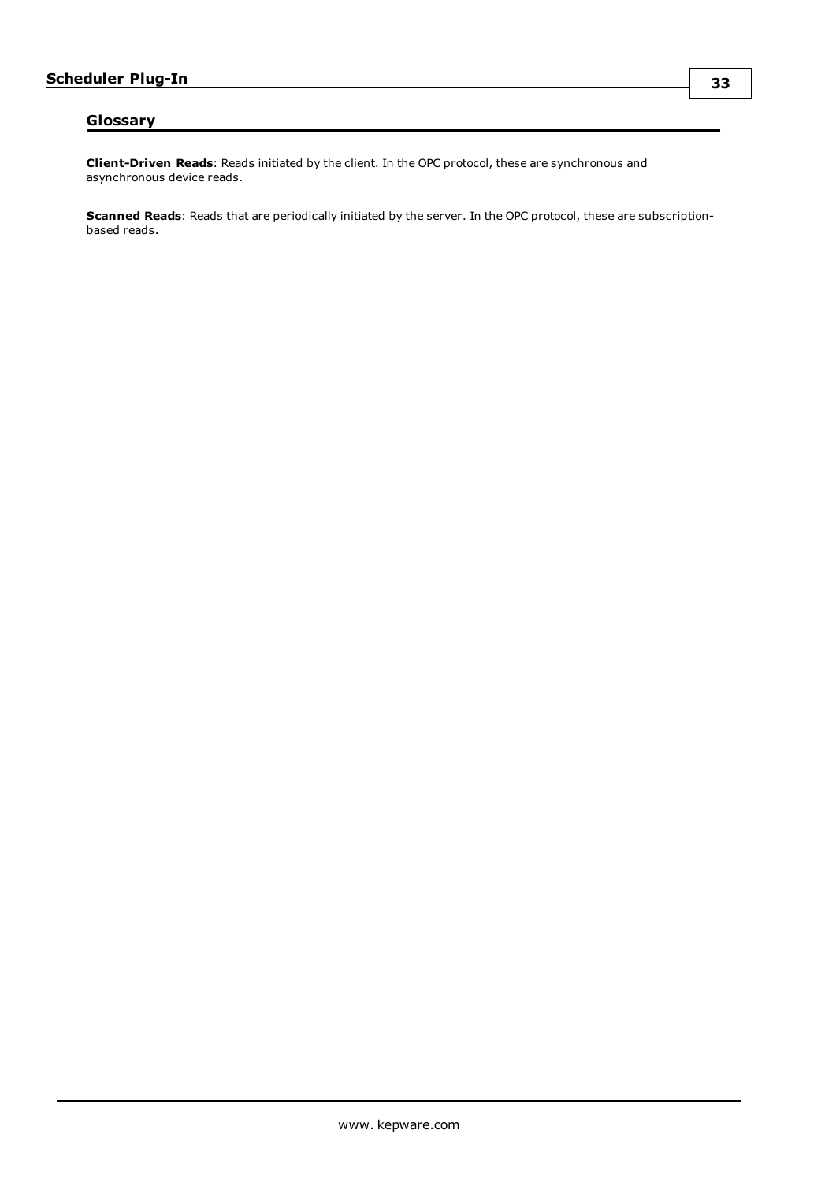## Glossary

**Client-Driven Reads**: Reads initiated by the client. In the OPC protocol, these are synchronous and asynchronous device reads.

**Scanned Reads**: Reads that are periodically initiated by the server. In the OPC protocol, these are subscription-based reads.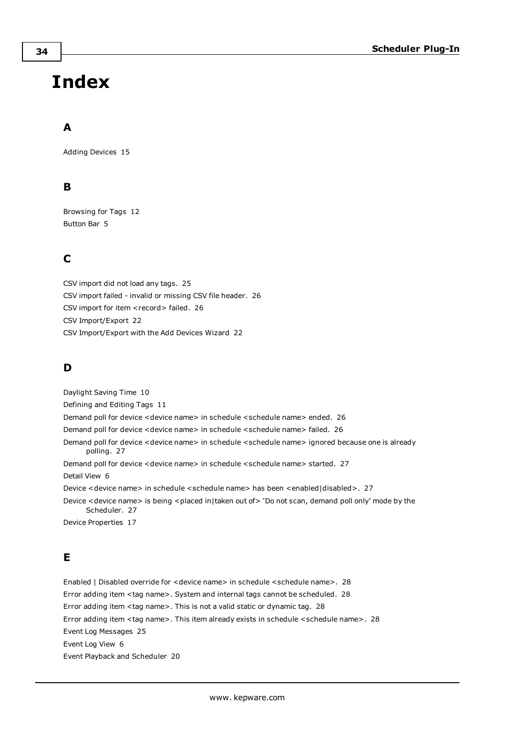# Index

## A

Adding Devices 15

## B

Browsing for Tags 12

Button Bar 5

## C

CSV import did not load any tags. 25

CSV import failed - invalid or missing CSV file header. 26

CSV import for item <record> failed. 26

CSV Import/Export 22

CSV Import/Export with the Add Devices Wizard 22

## D

Daylight Saving Time 10

Defining and Editing Tags 11

Demand poll for device <device name> in schedule <schedule name> ended. 26

Demand poll for device <device name> in schedule <schedule name> failed. 26

Demand poll for device <device name> in schedule <schedule name> ignored because one is already polling. 27

Demand poll for device <device name> in schedule <schedule name> started. 27

Detail View 6

Device <device name> in schedule <schedule name> has been <enabled|disabled>. 27

Device <device name> is being <placed in|taken out of> 'Do not scan, demand poll only' mode by the Scheduler. 27

Device Properties 17

## E

Enabled | Disabled override for <device name> in schedule <schedule name>. 28

Error adding item <tag name>. System and internal tags cannot be scheduled. 28

Error adding item <tag name>. This is not a valid static or dynamic tag. 28

Error adding item <tag name>. This item already exists in schedule <schedule name>. 28

Event Log Messages 25

Event Log View 6

Event Playback and Scheduler 20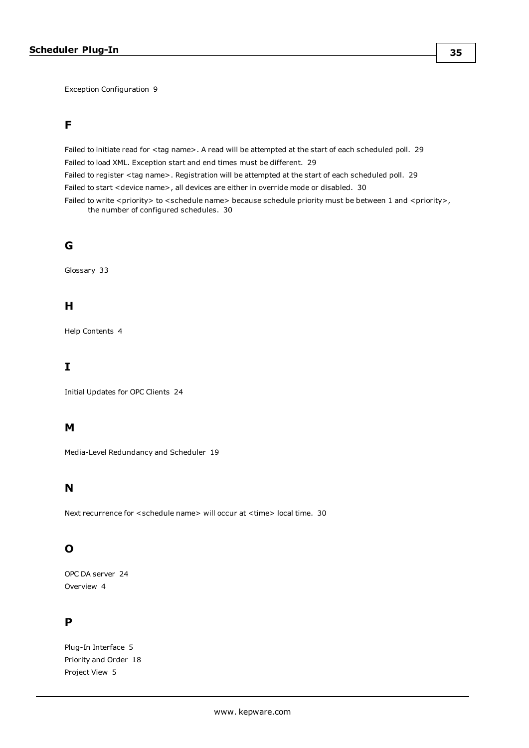Exception Configuration 9

## F

Failed to initiate read for <tag name>. A read will be attempted at the start of each scheduled poll. 29

Failed to load XML. Exception start and end times must be different. 29

Failed to register <tag name>. Registration will be attempted at the start of each scheduled poll. 29

Failed to start <device name>, all devices are either in override mode or disabled. 30

Failed to write <priority> to <schedule name> because schedule priority must be between 1 and <priority>, the number of configured schedules. 30

## G

Glossary 33

## H

Help Contents 4

## I

Initial Updates for OPC Clients 24

## M

Media-Level Redundancy and Scheduler 19

## N

Next recurrence for <schedule name> will occur at <time> local time. 30

## O

OPC DA server 24

Overview 4

## P

Plug-In Interface 5

Priority and Order 18

Project View 5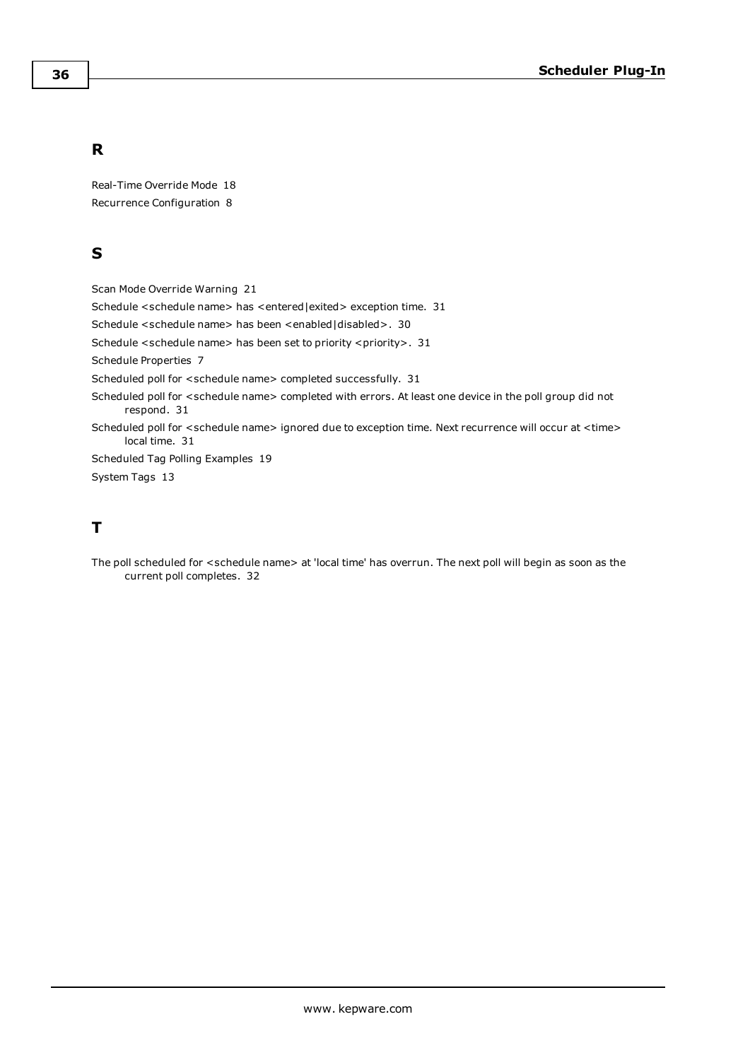## R

Real-Time Override Mode 18

Recurrence Configuration 8

## S

Scan Mode Override Warning 21

Schedule <schedule name> has <entered|exited> exception time. 31

Schedule <schedule name> has been <enabled|disabled>. 30

Schedule <schedule name> has been set to priority <priority>. 31

Schedule Properties 7

Scheduled poll for <schedule name> completed successfully. 31

Scheduled poll for <schedule name> completed with errors. At least one device in the poll group did not respond. 31

Scheduled poll for <schedule name> ignored due to exception time. Next recurrence will occur at <time> local time. 31

Scheduled Tag Polling Examples 19

System Tags 13

## T

The poll scheduled for <schedule name> at 'local time' has overrun. The next poll will begin as soon as the current poll completes. 32